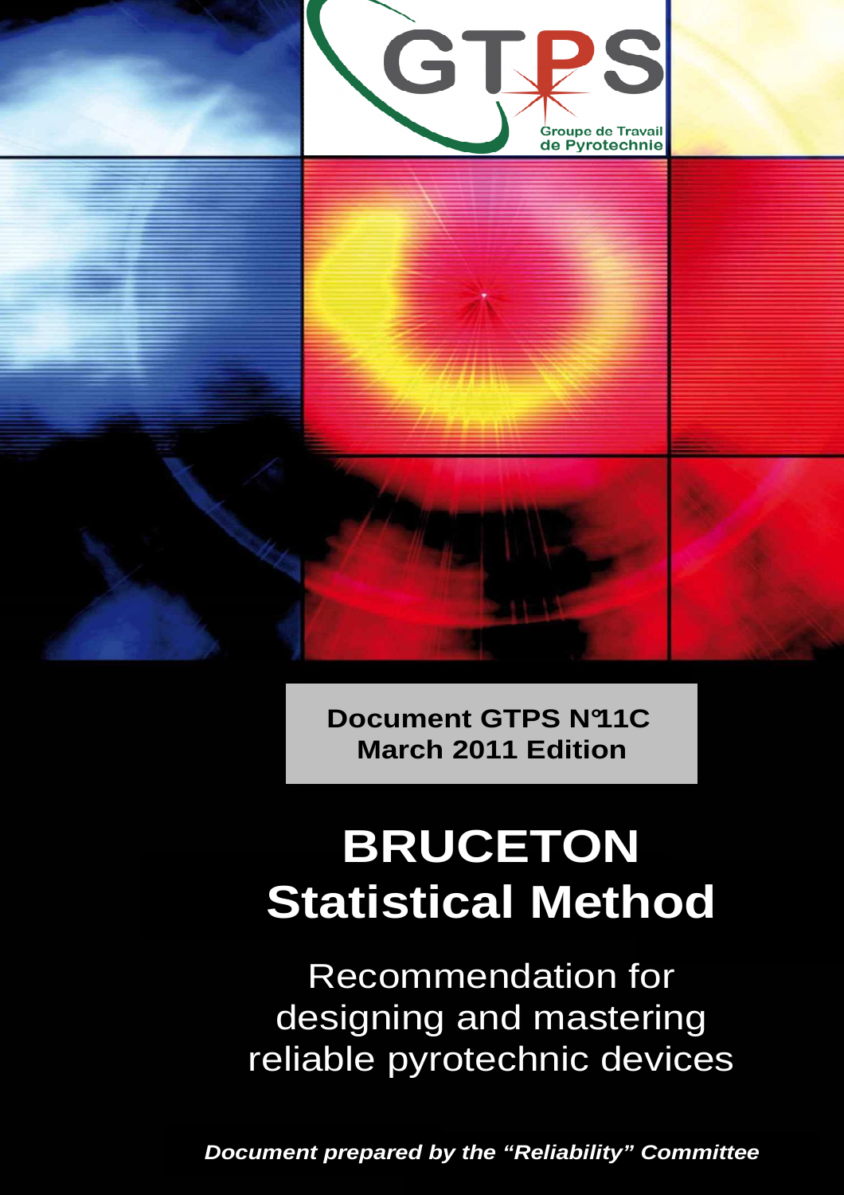GTPS

Groupe de Travail de Pyrotechnie

**Document GTPS N°11C**
**March 2011 Edition**

# BRUCETON Statistical Method

Recommendation for designing and mastering reliable pyrotechnic devices

***Document prepared by the "Reliability" Committee***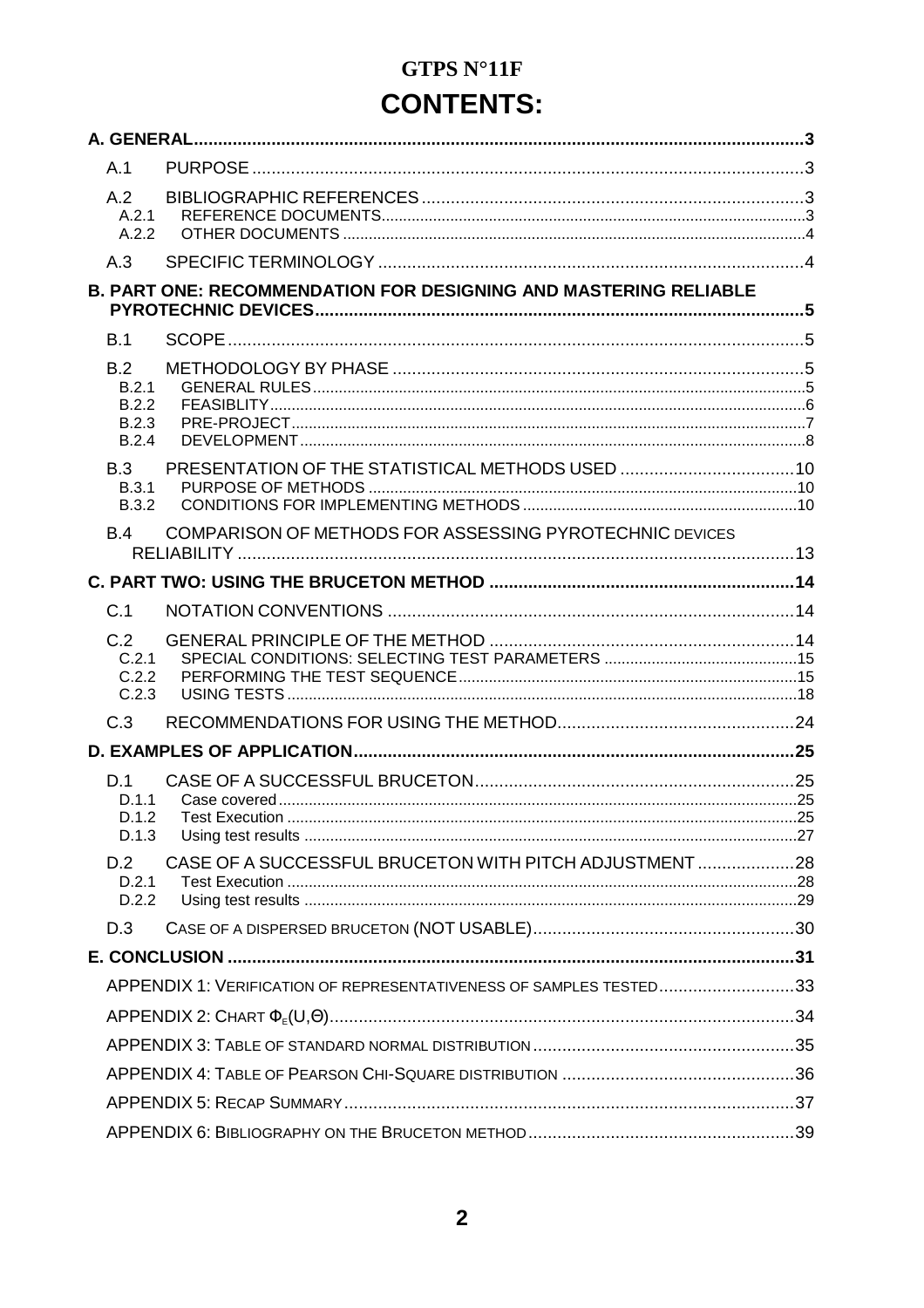# GTPS N°11F

# CONTENTS:

**A. GENERAL** .......... 3

- A.1 PURPOSE .......... 3
- A.2 BIBLIOGRAPHIC REFERENCES .......... 3
  - A.2.1 REFERENCE DOCUMENTS .......... 3
  - A.2.2 OTHER DOCUMENTS .......... 4
- A.3 SPECIFIC TERMINOLOGY .......... 4

**B. PART ONE: RECOMMENDATION FOR DESIGNING AND MASTERING RELIABLE PYROTECHNIC DEVICES** .......... 5

- B.1 SCOPE .......... 5
- B.2 METHODOLOGY BY PHASE .......... 5
  - B.2.1 GENERAL RULES .......... 5
  - B.2.2 FEASIBLITY .......... 6
  - B.2.3 PRE-PROJECT .......... 7
  - B.2.4 DEVELOPMENT .......... 8
- B.3 PRESENTATION OF THE STATISTICAL METHODS USED .......... 10
  - B.3.1 PURPOSE OF METHODS .......... 10
  - B.3.2 CONDITIONS FOR IMPLEMENTING METHODS .......... 10
- B.4 COMPARISON OF METHODS FOR ASSESSING PYROTECHNIC DEVICES RELIABILITY .......... 13

**C. PART TWO: USING THE BRUCETON METHOD** .......... 14

- C.1 NOTATION CONVENTIONS .......... 14
- C.2 GENERAL PRINCIPLE OF THE METHOD .......... 14
  - C.2.1 SPECIAL CONDITIONS: SELECTING TEST PARAMETERS .......... 15
  - C.2.2 PERFORMING THE TEST SEQUENCE .......... 15
  - C.2.3 USING TESTS .......... 18
- C.3 RECOMMENDATIONS FOR USING THE METHOD .......... 24

**D. EXAMPLES OF APPLICATION** .......... 25

- D.1 CASE OF A SUCCESSFUL BRUCETON .......... 25
  - D.1.1 Case covered .......... 25
  - D.1.2 Test Execution .......... 25
  - D.1.3 Using test results .......... 27
- D.2 CASE OF A SUCCESSFUL BRUCETON WITH PITCH ADJUSTMENT .......... 28
  - D.2.1 Test Execution .......... 28
  - D.2.2 Using test results .......... 29
- D.3 CASE OF A DISPERSED BRUCETON (NOT USABLE) .......... 30

**E. CONCLUSION** .......... 31

- APPENDIX 1: VERIFICATION OF REPRESENTATIVENESS OF SAMPLES TESTED .......... 33
- APPENDIX 2: CHART $\Phi_E(U,\Theta)$ .......... 34
- APPENDIX 3: TABLE OF STANDARD NORMAL DISTRIBUTION .......... 35
- APPENDIX 4: TABLE OF PEARSON CHI-SQUARE DISTRIBUTION .......... 36
- APPENDIX 5: RECAP SUMMARY .......... 37
- APPENDIX 6: BIBLIOGRAPHY ON THE BRUCETON METHOD .......... 39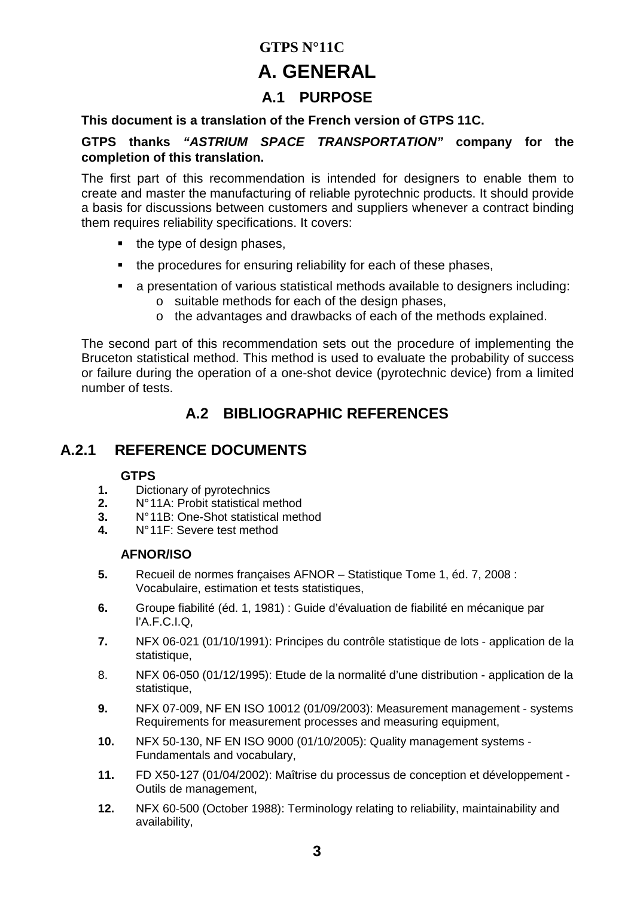**GTPS N°11C**

# A. GENERAL

## A.1 PURPOSE

**This document is a translation of the French version of GTPS 11C.**

**GTPS thanks *"ASTRIUM SPACE TRANSPORTATION"* company for the completion of this translation.**

The first part of this recommendation is intended for designers to enable them to create and master the manufacturing of reliable pyrotechnic products. It should provide a basis for discussions between customers and suppliers whenever a contract binding them requires reliability specifications. It covers:

- the type of design phases,
- the procedures for ensuring reliability for each of these phases,
- a presentation of various statistical methods available to designers including:
  - suitable methods for each of the design phases,
  - the advantages and drawbacks of each of the methods explained.

The second part of this recommendation sets out the procedure of implementing the Bruceton statistical method. This method is used to evaluate the probability of success or failure during the operation of a one-shot device (pyrotechnic device) from a limited number of tests.

## A.2 BIBLIOGRAPHIC REFERENCES

### A.2.1 REFERENCE DOCUMENTS

**GTPS**

1. Dictionary of pyrotechnics
2. N°11A: Probit statistical method
3. N°11B: One-Shot statistical method
4. N°11F: Severe test method

**AFNOR/ISO**

5. Recueil de normes françaises AFNOR – Statistique Tome 1, éd. 7, 2008 : Vocabulaire, estimation et tests statistiques,
6. Groupe fiabilité (éd. 1, 1981) : Guide d'évaluation de fiabilité en mécanique par l'A.F.C.I.Q,
7. NFX 06-021 (01/10/1991): Principes du contrôle statistique de lots - application de la statistique,
8. NFX 06-050 (01/12/1995): Etude de la normalité d'une distribution - application de la statistique,
9. NFX 07-009, NF EN ISO 10012 (01/09/2003): Measurement management - systems Requirements for measurement processes and measuring equipment,
10. NFX 50-130, NF EN ISO 9000 (01/10/2005): Quality management systems - Fundamentals and vocabulary,
11. FD X50-127 (01/04/2002): Maîtrise du processus de conception et développement - Outils de management,
12. NFX 60-500 (October 1988): Terminology relating to reliability, maintainability and availability,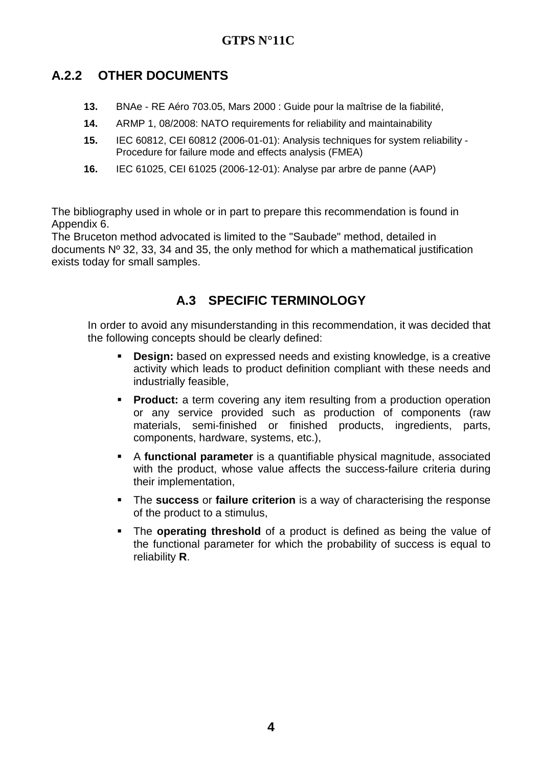### A.2.2 OTHER DOCUMENTS

13. BNAe - RE Aéro 703.05, Mars 2000 : Guide pour la maîtrise de la fiabilité,
14. ARMP 1, 08/2008: NATO requirements for reliability and maintainability
15. IEC 60812, CEI 60812 (2006-01-01): Analysis techniques for system reliability - Procedure for failure mode and effects analysis (FMEA)
16. IEC 61025, CEI 61025 (2006-12-01): Analyse par arbre de panne (AAP)

The bibliography used in whole or in part to prepare this recommendation is found in Appendix 6.
The Bruceton method advocated is limited to the "Saubade" method, detailed in documents Nº 32, 33, 34 and 35, the only method for which a mathematical justification exists today for small samples.

## A.3 SPECIFIC TERMINOLOGY

In order to avoid any misunderstanding in this recommendation, it was decided that the following concepts should be clearly defined:

- **Design:** based on expressed needs and existing knowledge, is a creative activity which leads to product definition compliant with these needs and industrially feasible,
- **Product:** a term covering any item resulting from a production operation or any service provided such as production of components (raw materials, semi-finished or finished products, ingredients, parts, components, hardware, systems, etc.),
- A **functional parameter** is a quantifiable physical magnitude, associated with the product, whose value affects the success-failure criteria during their implementation,
- The **success** or **failure criterion** is a way of characterising the response of the product to a stimulus,
- The **operating threshold** of a product is defined as being the value of the functional parameter for which the probability of success is equal to reliability **R**.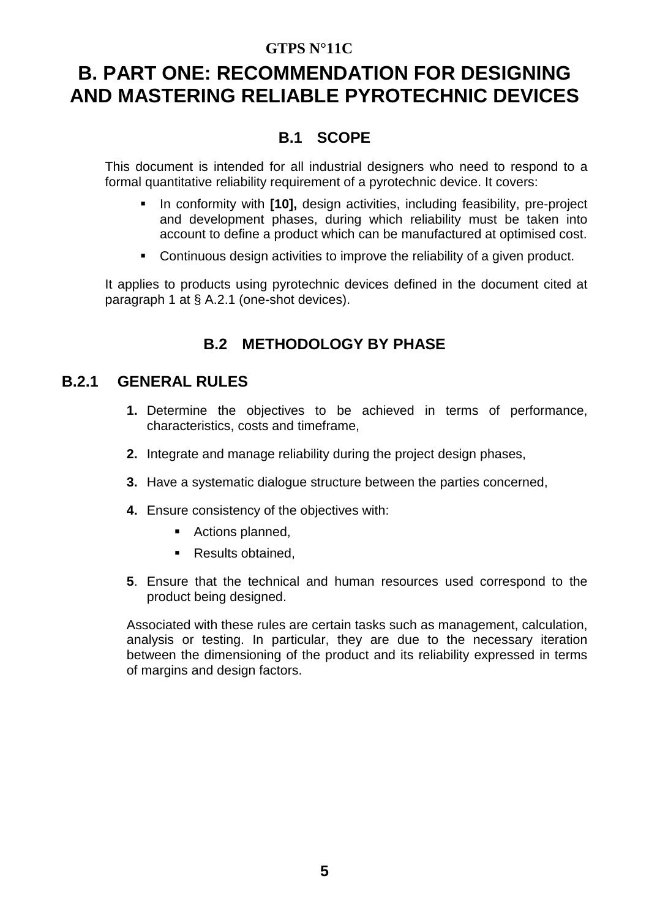# B. PART ONE: RECOMMENDATION FOR DESIGNING AND MASTERING RELIABLE PYROTECHNIC DEVICES

## B.1 SCOPE

This document is intended for all industrial designers who need to respond to a formal quantitative reliability requirement of a pyrotechnic device. It covers:

- In conformity with **[10],** design activities, including feasibility, pre-project and development phases, during which reliability must be taken into account to define a product which can be manufactured at optimised cost.
- Continuous design activities to improve the reliability of a given product.

It applies to products using pyrotechnic devices defined in the document cited at paragraph 1 at § A.2.1 (one-shot devices).

## B.2 METHODOLOGY BY PHASE

### B.2.1 GENERAL RULES

1. Determine the objectives to be achieved in terms of performance, characteristics, costs and timeframe,
2. Integrate and manage reliability during the project design phases,
3. Have a systematic dialogue structure between the parties concerned,
4. Ensure consistency of the objectives with:
    - Actions planned,
    - Results obtained,
5. Ensure that the technical and human resources used correspond to the product being designed.

Associated with these rules are certain tasks such as management, calculation, analysis or testing. In particular, they are due to the necessary iteration between the dimensioning of the product and its reliability expressed in terms of margins and design factors.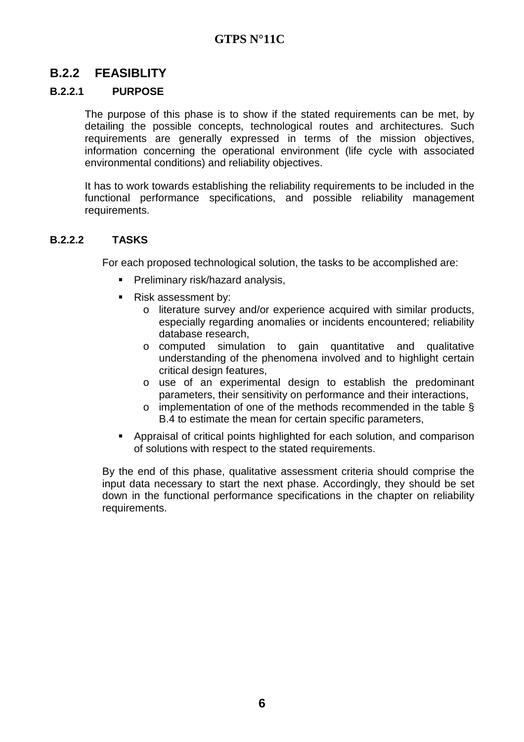## B.2.2 FEASIBLITY

### B.2.2.1 PURPOSE

The purpose of this phase is to show if the stated requirements can be met, by detailing the possible concepts, technological routes and architectures. Such requirements are generally expressed in terms of the mission objectives, information concerning the operational environment (life cycle with associated environmental conditions) and reliability objectives.

It has to work towards establishing the reliability requirements to be included in the functional performance specifications, and possible reliability management requirements.

### B.2.2.2 TASKS

For each proposed technological solution, the tasks to be accomplished are:

- Preliminary risk/hazard analysis,
- Risk assessment by:
  - literature survey and/or experience acquired with similar products, especially regarding anomalies or incidents encountered; reliability database research,
  - computed simulation to gain quantitative and qualitative understanding of the phenomena involved and to highlight certain critical design features,
  - use of an experimental design to establish the predominant parameters, their sensitivity on performance and their interactions,
  - implementation of one of the methods recommended in the table § B.4 to estimate the mean for certain specific parameters,
- Appraisal of critical points highlighted for each solution, and comparison of solutions with respect to the stated requirements.

By the end of this phase, qualitative assessment criteria should comprise the input data necessary to start the next phase. Accordingly, they should be set down in the functional performance specifications in the chapter on reliability requirements.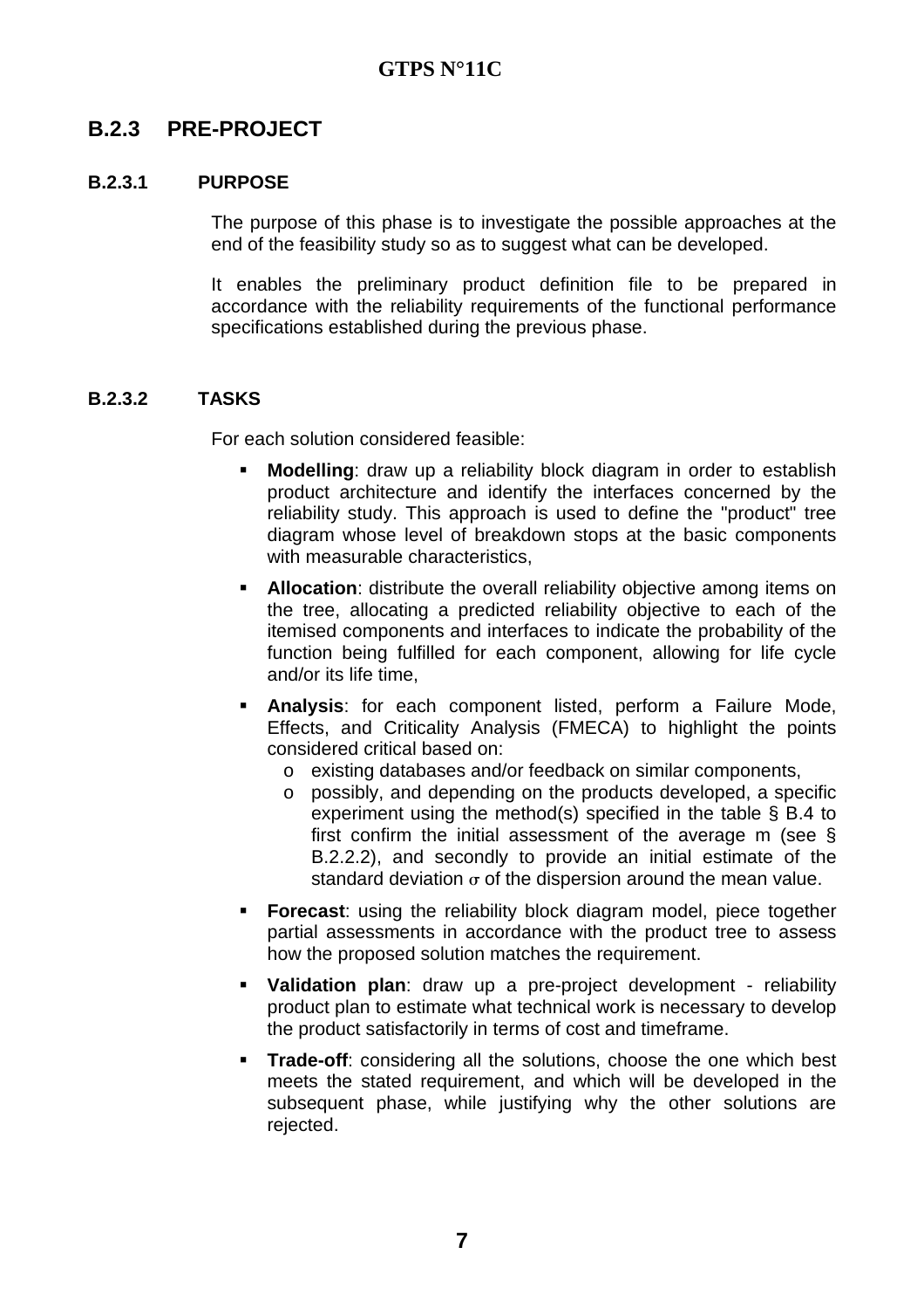## B.2.3 PRE-PROJECT

### B.2.3.1 PURPOSE

The purpose of this phase is to investigate the possible approaches at the end of the feasibility study so as to suggest what can be developed.

It enables the preliminary product definition file to be prepared in accordance with the reliability requirements of the functional performance specifications established during the previous phase.

### B.2.3.2 TASKS

For each solution considered feasible:

- **Modelling**: draw up a reliability block diagram in order to establish product architecture and identify the interfaces concerned by the reliability study. This approach is used to define the "product" tree diagram whose level of breakdown stops at the basic components with measurable characteristics,
- **Allocation**: distribute the overall reliability objective among items on the tree, allocating a predicted reliability objective to each of the itemised components and interfaces to indicate the probability of the function being fulfilled for each component, allowing for life cycle and/or its life time,
- **Analysis**: for each component listed, perform a Failure Mode, Effects, and Criticality Analysis (FMECA) to highlight the points considered critical based on:
  - existing databases and/or feedback on similar components,
  - possibly, and depending on the products developed, a specific experiment using the method(s) specified in the table § B.4 to first confirm the initial assessment of the average m (see § B.2.2.2), and secondly to provide an initial estimate of the standard deviation $\sigma$ of the dispersion around the mean value.
- **Forecast**: using the reliability block diagram model, piece together partial assessments in accordance with the product tree to assess how the proposed solution matches the requirement.
- **Validation plan**: draw up a pre-project development - reliability product plan to estimate what technical work is necessary to develop the product satisfactorily in terms of cost and timeframe.
- **Trade-off**: considering all the solutions, choose the one which best meets the stated requirement, and which will be developed in the subsequent phase, while justifying why the other solutions are rejected.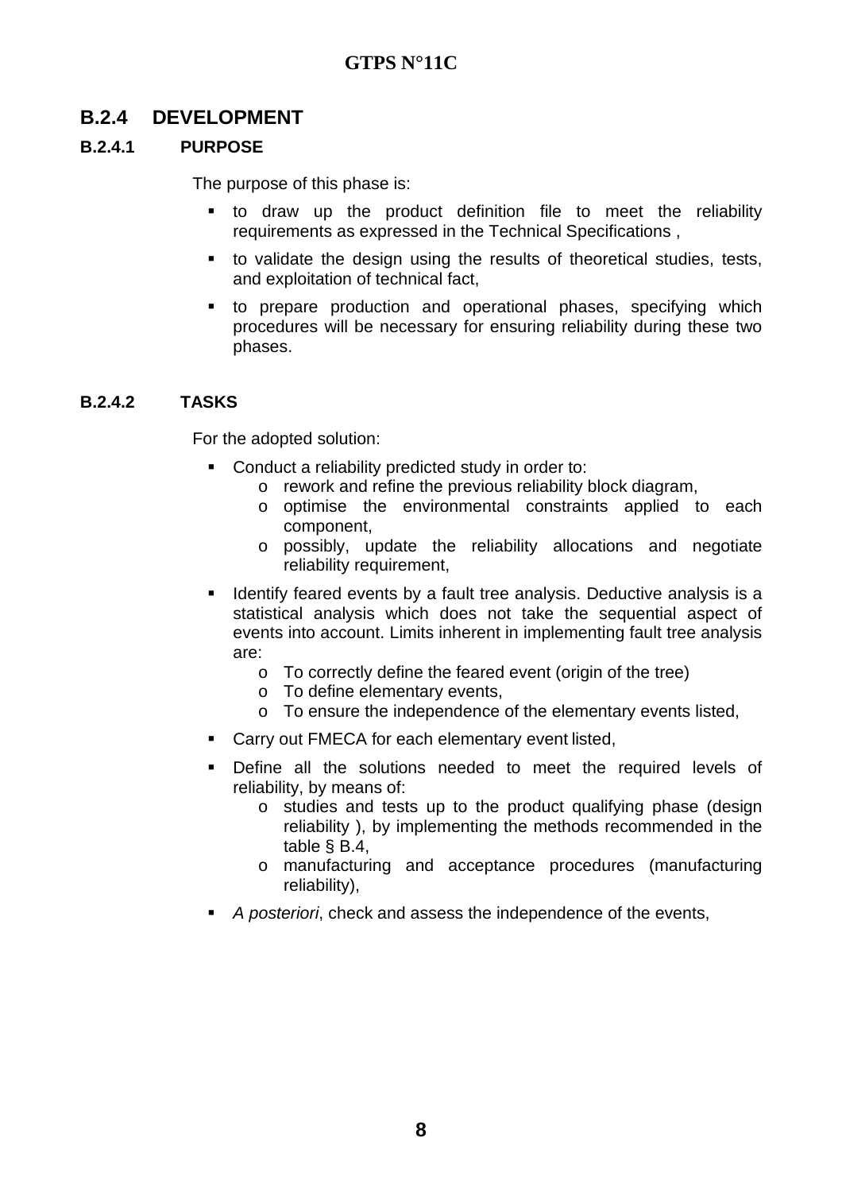## B.2.4 DEVELOPMENT

### B.2.4.1 PURPOSE

The purpose of this phase is:

- to draw up the product definition file to meet the reliability requirements as expressed in the Technical Specifications ,
- to validate the design using the results of theoretical studies, tests, and exploitation of technical fact,
- to prepare production and operational phases, specifying which procedures will be necessary for ensuring reliability during these two phases.

### B.2.4.2 TASKS

For the adopted solution:

- Conduct a reliability predicted study in order to:
    - rework and refine the previous reliability block diagram,
    - optimise the environmental constraints applied to each component,
    - possibly, update the reliability allocations and negotiate reliability requirement,
- Identify feared events by a fault tree analysis. Deductive analysis is a statistical analysis which does not take the sequential aspect of events into account. Limits inherent in implementing fault tree analysis are:
    - To correctly define the feared event (origin of the tree)
    - To define elementary events,
    - To ensure the independence of the elementary events listed,
- Carry out FMECA for each elementary event listed,
- Define all the solutions needed to meet the required levels of reliability, by means of:
    - studies and tests up to the product qualifying phase (design reliability ), by implementing the methods recommended in the table § B.4,
    - manufacturing and acceptance procedures (manufacturing reliability),
- *A posteriori*, check and assess the independence of the events,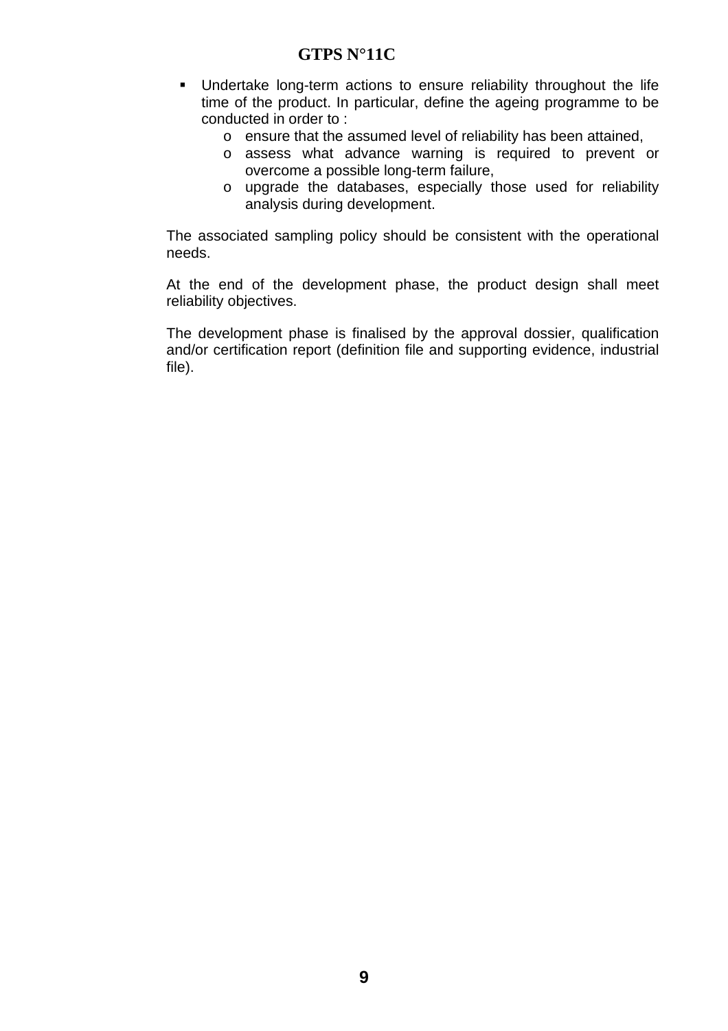- Undertake long-term actions to ensure reliability throughout the life time of the product. In particular, define the ageing programme to be conducted in order to :
    - ensure that the assumed level of reliability has been attained,
    - assess what advance warning is required to prevent or overcome a possible long-term failure,
    - upgrade the databases, especially those used for reliability analysis during development.

The associated sampling policy should be consistent with the operational needs.

At the end of the development phase, the product design shall meet reliability objectives.

The development phase is finalised by the approval dossier, qualification and/or certification report (definition file and supporting evidence, industrial file).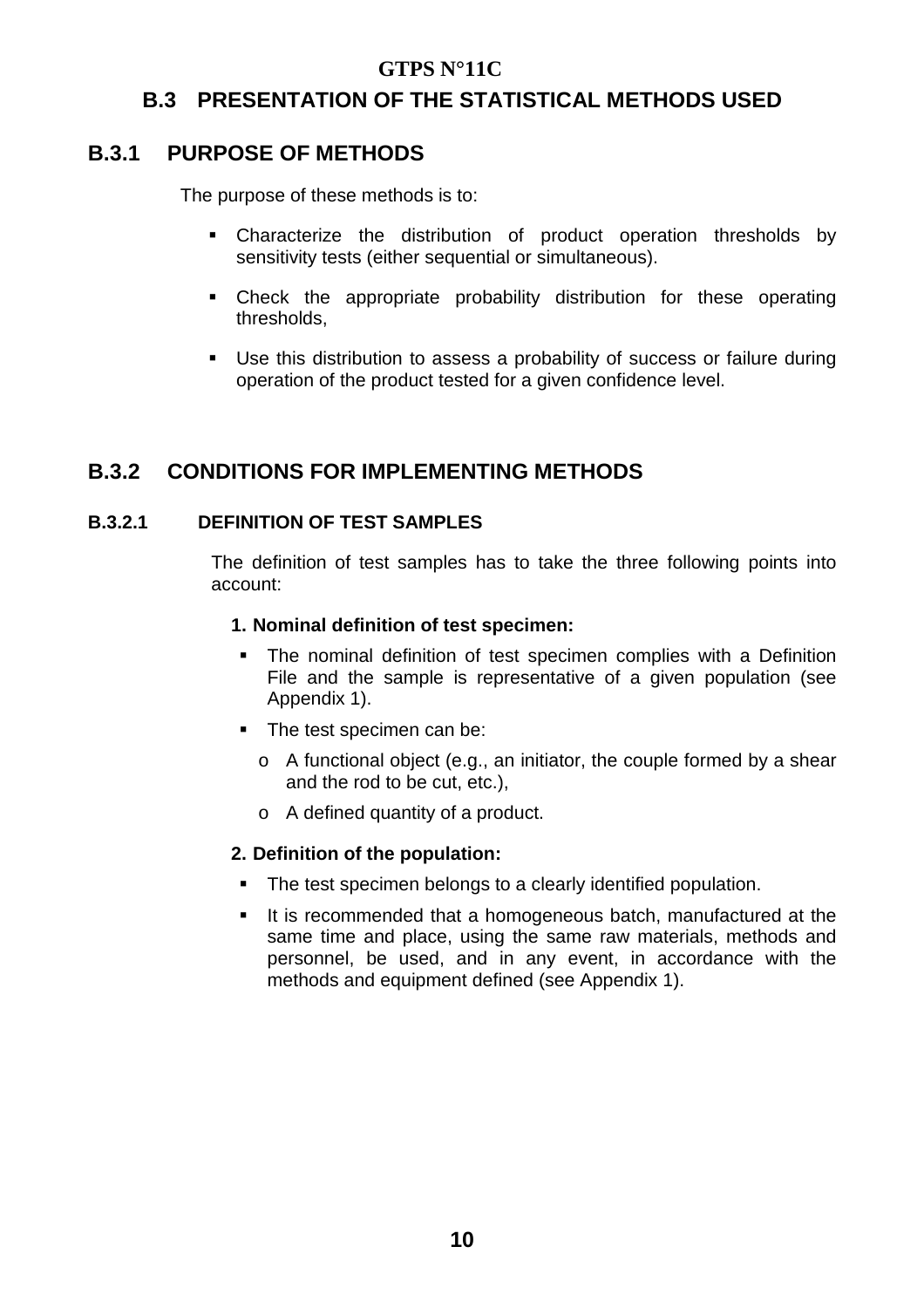## B.3 PRESENTATION OF THE STATISTICAL METHODS USED

### B.3.1 PURPOSE OF METHODS

The purpose of these methods is to:

- Characterize the distribution of product operation thresholds by sensitivity tests (either sequential or simultaneous).
- Check the appropriate probability distribution for these operating thresholds,
- Use this distribution to assess a probability of success or failure during operation of the product tested for a given confidence level.

### B.3.2 CONDITIONS FOR IMPLEMENTING METHODS

#### B.3.2.1 DEFINITION OF TEST SAMPLES

The definition of test samples has to take the three following points into account:

**1. Nominal definition of test specimen:**

- The nominal definition of test specimen complies with a Definition File and the sample is representative of a given population (see Appendix 1).
- The test specimen can be:
  - A functional object (e.g., an initiator, the couple formed by a shear and the rod to be cut, etc.),
  - A defined quantity of a product.

**2. Definition of the population:**

- The test specimen belongs to a clearly identified population.
- It is recommended that a homogeneous batch, manufactured at the same time and place, using the same raw materials, methods and personnel, be used, and in any event, in accordance with the methods and equipment defined (see Appendix 1).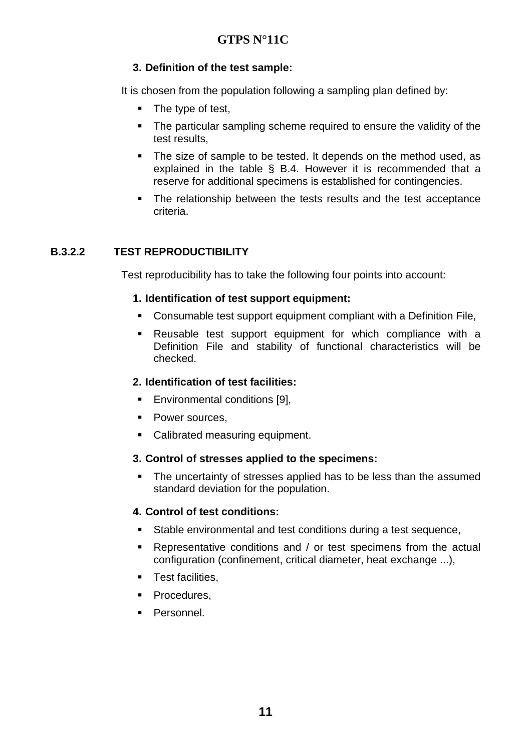**3. Definition of the test sample:**

It is chosen from the population following a sampling plan defined by:

- The type of test,
- The particular sampling scheme required to ensure the validity of the test results,
- The size of sample to be tested. It depends on the method used, as explained in the table § B.4. However it is recommended that a reserve for additional specimens is established for contingencies.
- The relationship between the tests results and the test acceptance criteria.

### B.3.2.2 TEST REPRODUCTIBILITY

Test reproducibility has to take the following four points into account:

**1. Identification of test support equipment:**

- Consumable test support equipment compliant with a Definition File,
- Reusable test support equipment for which compliance with a Definition File and stability of functional characteristics will be checked.

**2. Identification of test facilities:**

- Environmental conditions [9],
- Power sources,
- Calibrated measuring equipment.

**3. Control of stresses applied to the specimens:**

- The uncertainty of stresses applied has to be less than the assumed standard deviation for the population.

**4. Control of test conditions:**

- Stable environmental and test conditions during a test sequence,
- Representative conditions and / or test specimens from the actual configuration (confinement, critical diameter, heat exchange ...),
- Test facilities,
- Procedures,
- Personnel.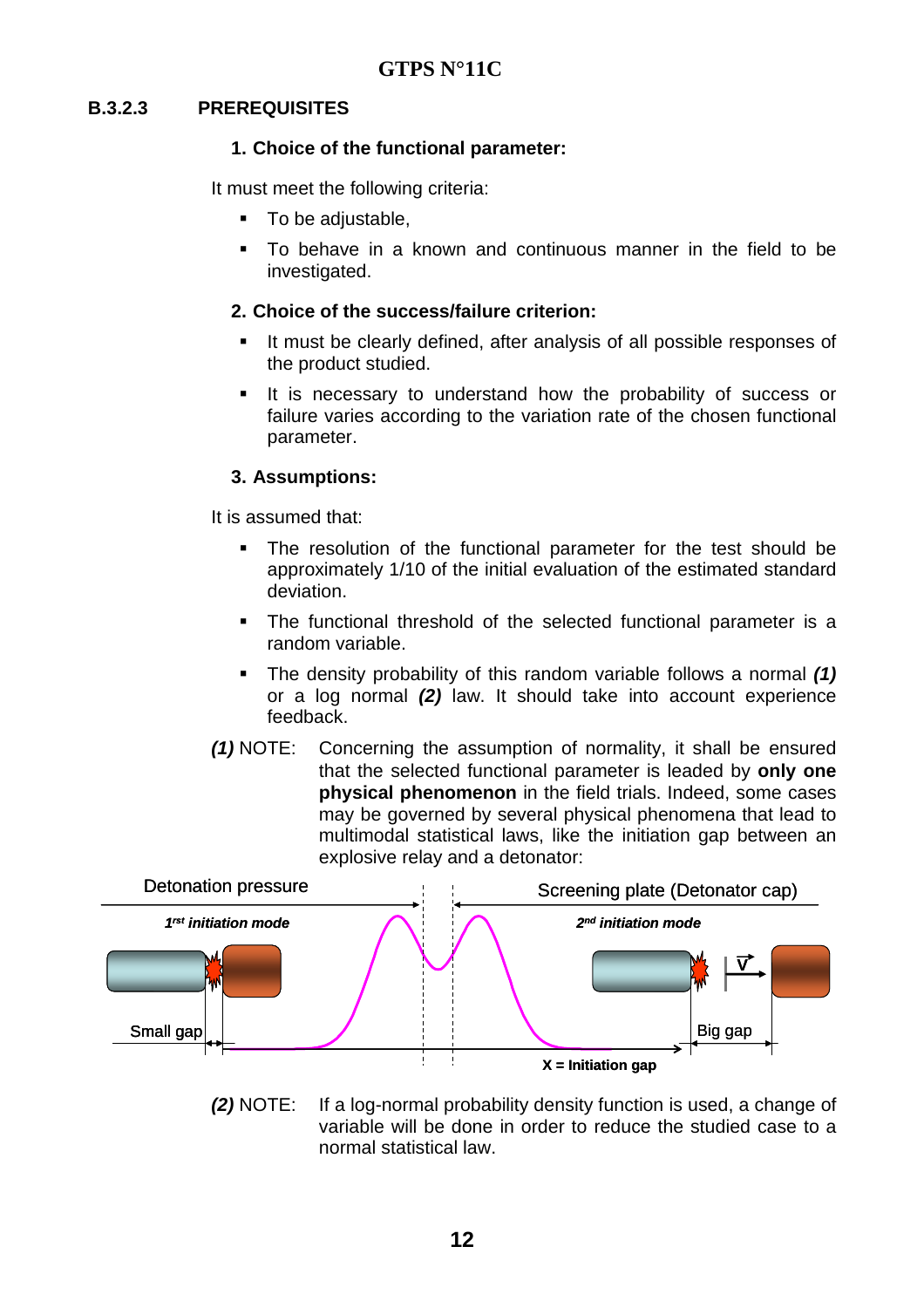### B.3.2.3 PREREQUISITES

**1. Choice of the functional parameter:**

It must meet the following criteria:

- To be adjustable,
- To behave in a known and continuous manner in the field to be investigated.

**2. Choice of the success/failure criterion:**

- It must be clearly defined, after analysis of all possible responses of the product studied.
- It is necessary to understand how the probability of success or failure varies according to the variation rate of the chosen functional parameter.

**3. Assumptions:**

It is assumed that:

- The resolution of the functional parameter for the test should be approximately 1/10 of the initial evaluation of the estimated standard deviation.
- The functional threshold of the selected functional parameter is a random variable.
- The density probability of this random variable follows a normal ***(1)*** or a log normal ***(2)*** law. It should take into account experience feedback.

***(1)*** NOTE: Concerning the assumption of normality, it shall be ensured that the selected functional parameter is leaded by **only one physical phenomenon** in the field trials. Indeed, some cases may be governed by several physical phenomena that lead to multimodal statistical laws, like the initiation gap between an explosive relay and a detonator:

Detonation pressure — Screening plate (Detonator cap)

*1[rst] initiation mode* — *2[nd] initiation mode*

Small gap — Big gap — V

**X = Initiation gap**

***(2)*** NOTE: If a log-normal probability density function is used, a change of variable will be done in order to reduce the studied case to a normal statistical law.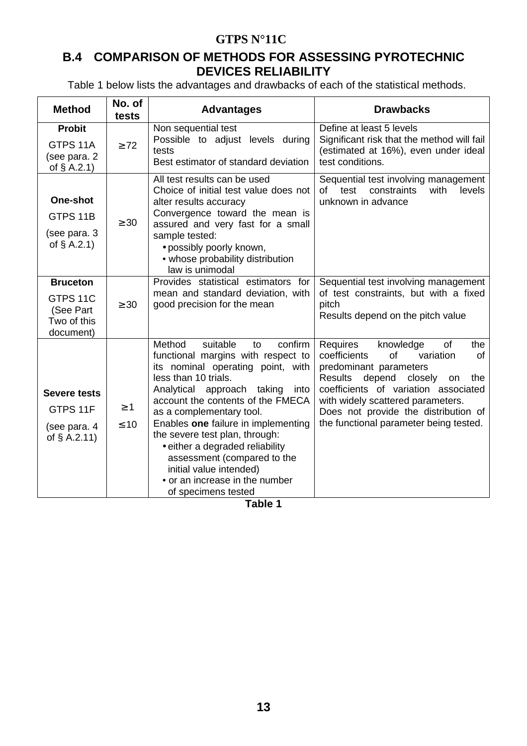## B.4 COMPARISON OF METHODS FOR ASSESSING PYROTECHNIC DEVICES RELIABILITY

Table 1 below lists the advantages and drawbacks of each of the statistical methods.

| Method | No. of tests | Advantages | Drawbacks |
|---|---|---|---|
| **Probit**<br>GTPS 11A<br>(see para. 2 of § A.2.1) | ≥ 72 | Non sequential test<br>Possible to adjust levels during tests<br>Best estimator of standard deviation | Define at least 5 levels<br>Significant risk that the method will fail (estimated at 16%), even under ideal test conditions. |
| **One-shot**<br>GTPS 11B<br>(see para. 3 of § A.2.1) | ≥ 30 | All test results can be used<br>Choice of initial test value does not alter results accuracy<br>Convergence toward the mean is assured and very fast for a small sample tested:<br>• possibly poorly known,<br>• whose probability distribution law is unimodal | Sequential test involving management of test constraints with levels unknown in advance |
| **Bruceton**<br>GTPS 11C<br>(See Part Two of this document) | ≥ 30 | Provides statistical estimators for mean and standard deviation, with good precision for the mean | Sequential test involving management of test constraints, but with a fixed pitch<br>Results depend on the pitch value |
| **Severe tests**<br>GTPS 11F<br>(see para. 4 of § A.2.11) | ≥ 1<br>≤ 10 | Method suitable to confirm functional margins with respect to its nominal operating point, with less than 10 trials.<br>Analytical approach taking into account the contents of the FMECA as a complementary tool.<br>Enables **one** failure in implementing the severe test plan, through:<br>• either a degraded reliability assessment (compared to the initial value intended)<br>• or an increase in the number of specimens tested | Requires knowledge of the coefficients of variation of predominant parameters<br>Results depend closely on the coefficients of variation associated with widely scattered parameters.<br>Does not provide the distribution of the functional parameter being tested. |

**Table 1**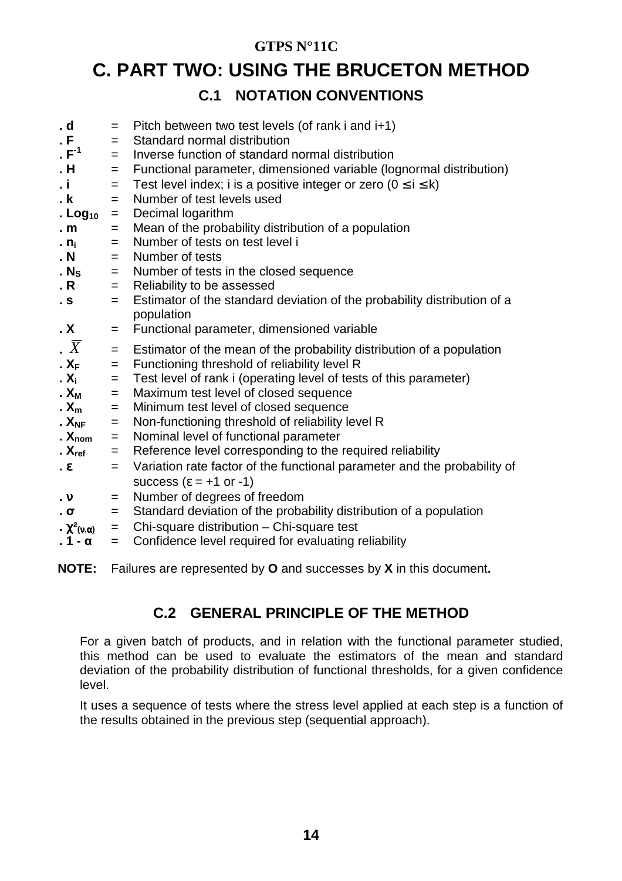GTPS N°11C

# C. PART TWO: USING THE BRUCETON METHOD

## C.1 NOTATION CONVENTIONS

- . **d** = Pitch between two test levels (of rank i and i+1)
- . **F** = Standard normal distribution
- . $\mathbf{F^{-1}}$ = Inverse function of standard normal distribution
- . **H** = Functional parameter, dimensioned variable (lognormal distribution)
- . **i** = Test level index; i is a positive integer or zero ($0 \leq i \leq k$)
- . **k** = Number of test levels used
- . $\mathbf{Log_{10}}$ = Decimal logarithm
- . **m** = Mean of the probability distribution of a population
- . $\mathbf{n_i}$ = Number of tests on test level i
- . **N** = Number of tests
- . $\mathbf{N_S}$ = Number of tests in the closed sequence
- . **R** = Reliability to be assessed
- . **s** = Estimator of the standard deviation of the probability distribution of a population
- . **X** = Functional parameter, dimensioned variable
- . $\overline{X}$ = Estimator of the mean of the probability distribution of a population
- . $\mathbf{X_F}$ = Functioning threshold of reliability level R
- . $\mathbf{X_i}$ = Test level of rank i (operating level of tests of this parameter)
- . $\mathbf{X_M}$ = Maximum test level of closed sequence
- . $\mathbf{X_m}$ = Minimum test level of closed sequence
- . $\mathbf{X_{NF}}$ = Non-functioning threshold of reliability level R
- . $\mathbf{X_{nom}}$ = Nominal level of functional parameter
- . $\mathbf{X_{ref}}$ = Reference level corresponding to the required reliability
- . $\boldsymbol{\varepsilon}$ = Variation rate factor of the functional parameter and the probability of success ($\varepsilon = +1$ or $-1$)
- . $\boldsymbol{\nu}$ = Number of degrees of freedom
- . $\boldsymbol{\sigma}$ = Standard deviation of the probability distribution of a population
- . $\boldsymbol{\chi^2_{(\nu,\alpha)}}$ = Chi-square distribution – Chi-square test
- . $\mathbf{1 - \alpha}$ = Confidence level required for evaluating reliability

**NOTE:** Failures are represented by **O** and successes by **X** in this document**.**

## C.2 GENERAL PRINCIPLE OF THE METHOD

For a given batch of products, and in relation with the functional parameter studied, this method can be used to evaluate the estimators of the mean and standard deviation of the probability distribution of functional thresholds, for a given confidence level.

It uses a sequence of tests where the stress level applied at each step is a function of the results obtained in the previous step (sequential approach).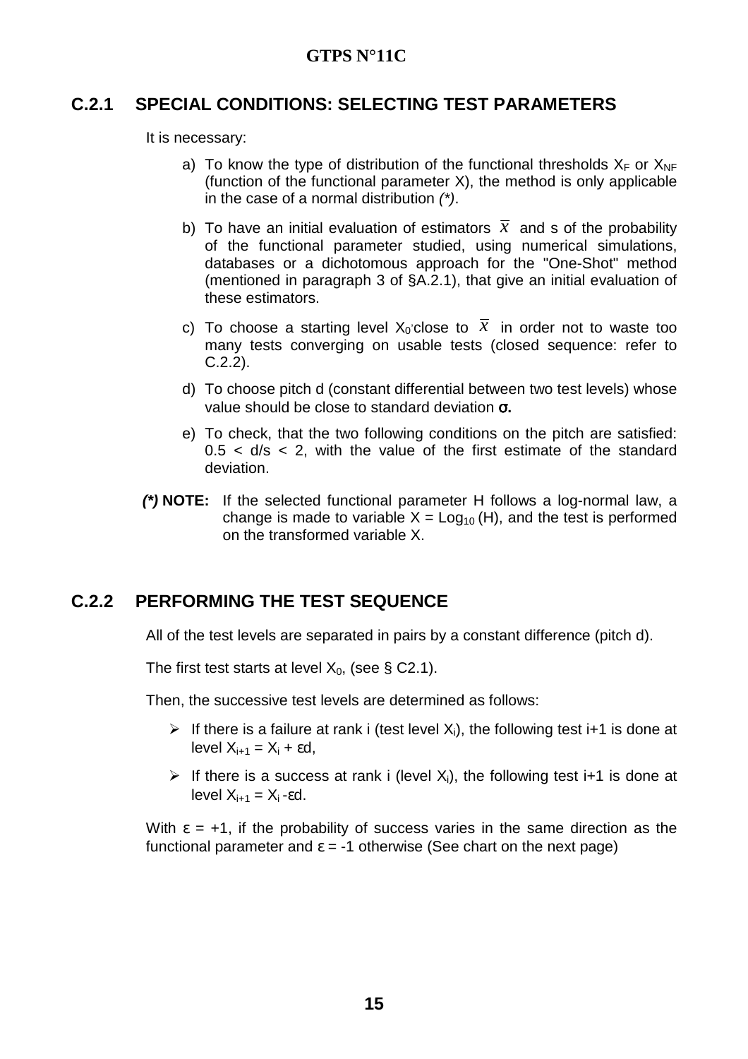## C.2.1 SPECIAL CONDITIONS: SELECTING TEST PARAMETERS

It is necessary:

a) To know the type of distribution of the functional thresholds $X_F$ or $X_{NF}$ (function of the functional parameter X), the method is only applicable in the case of a normal distribution *(\*)*.

b) To have an initial evaluation of estimators $\overline{X}$ and s of the probability of the functional parameter studied, using numerical simulations, databases or a dichotomous approach for the "One-Shot" method (mentioned in paragraph 3 of §A.2.1), that give an initial evaluation of these estimators.

c) To choose a starting level $X_0$ close to $\overline{X}$ in order not to waste too many tests converging on usable tests (closed sequence: refer to C.2.2).

d) To choose pitch d (constant differential between two test levels) whose value should be close to standard deviation **σ.**

e) To check, that the two following conditions on the pitch are satisfied: $0.5 < d/s < 2$, with the value of the first estimate of the standard deviation.

***(\*)* NOTE:** If the selected functional parameter H follows a log-normal law, a change is made to variable $X = \mathrm{Log}_{10}(H)$, and the test is performed on the transformed variable X.

## C.2.2 PERFORMING THE TEST SEQUENCE

All of the test levels are separated in pairs by a constant difference (pitch d).

The first test starts at level $X_0$, (see § C2.1).

Then, the successive test levels are determined as follows:

- If there is a failure at rank i (test level $X_i$), the following test i+1 is done at level $X_{i+1} = X_i + \varepsilon d$,
- If there is a success at rank i (level $X_i$), the following test i+1 is done at level $X_{i+1} = X_i - \varepsilon d$.

With $\varepsilon = +1$, if the probability of success varies in the same direction as the functional parameter and $\varepsilon = -1$ otherwise (See chart on the next page)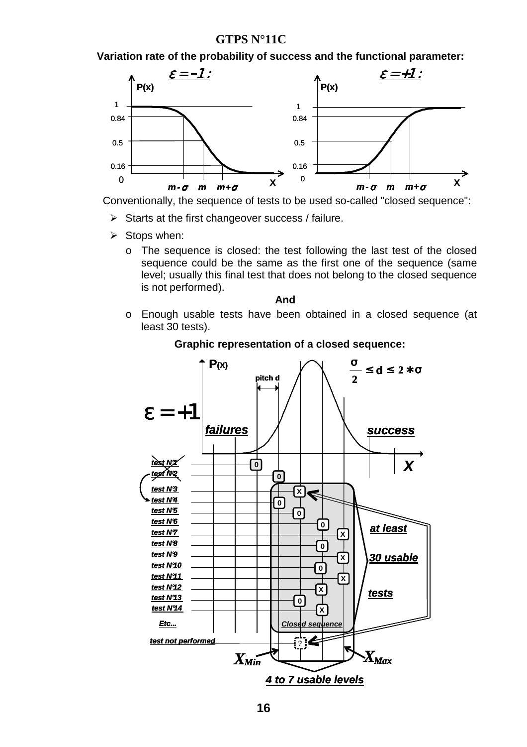## GTPS N°11C

**Variation rate of the probability of success and the functional parameter:**

Conventionally, the sequence of tests to be used so-called "closed sequence":

- Starts at the first changeover success / failure.
- Stops when:
  - o The sequence is closed: the test following the last test of the closed sequence could be the same as the first one of the sequence (same level; usually this final test that does not belong to the closed sequence is not performed).

**And**

  - o Enough usable tests have been obtained in a closed sequence (at least 30 tests).

**Graphic representation of a closed sequence:**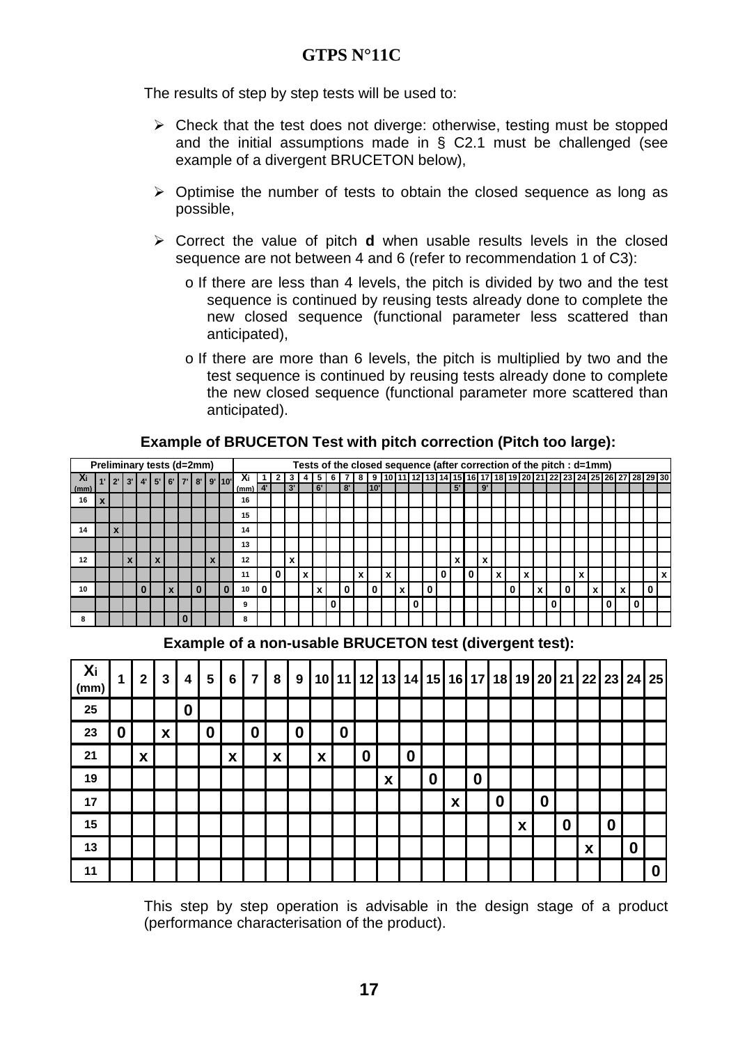The results of step by step tests will be used to:

- Check that the test does not diverge: otherwise, testing must be stopped and the initial assumptions made in § C2.1 must be challenged (see example of a divergent BRUCETON below),
- Optimise the number of tests to obtain the closed sequence as long as possible,
- Correct the value of pitch **d** when usable results levels in the closed sequence are not between 4 and 6 (refer to recommendation 1 of C3):
  - o If there are less than 4 levels, the pitch is divided by two and the test sequence is continued by reusing tests already done to complete the new closed sequence (functional parameter less scattered than anticipated),
  - o If there are more than 6 levels, the pitch is multiplied by two and the test sequence is continued by reusing tests already done to complete the new closed sequence (functional parameter more scattered than anticipated).

**Example of BRUCETON Test with pitch correction (Pitch too large):**

**Preliminary tests (d=2mm)**

| Xi (mm) | 1' | 2' | 3' | 4' | 5' | 6' | 7' | 8' | 9' | 10' |
|---|---|---|---|---|---|---|---|---|---|---|
| 16 | x | | | | | | | | | |
| | | | | | | | | | | |
| 14 | | x | | | | | | | | |
| | | | | | | | | | | |
| 12 | | | x | | x | | | | x | |
| | | | | | | | | | | |
| 10 | | | | 0 | | x | | 0 | | 0 |
| | | | | | | | | | | |
| 8 | | | | | | | 0 | | | |

**Tests of the closed sequence (after correction of the pitch : d=1mm)**

| Xi (mm) | 1 | 2 | 3 | 4 | 5 | 6 | 7 | 8 | 9 | 10 | 11 | 12 | 13 | 14 | 15 | 16 | 17 | 18 | 19 | 20 | 21 | 22 | 23 | 24 | 25 | 26 | 27 | 28 | 29 | 30 |
|---|---|---|---|---|---|---|---|---|---|---|---|---|---|---|---|---|---|---|---|---|---|---|---|---|---|---|---|---|---|---|
| | 4' | | 3' | | 6' | | 8' | | 10' | | | | | | 5' | | 9' | | | | | | | | | | | | | |
| 16 | | | | | | | | | | | | | | | | | | | | | | | | | | | | | | |
| 15 | | | | | | | | | | | | | | | | | | | | | | | | | | | | | | |
| 14 | | | | | | | | | | | | | | | | | | | | | | | | | | | | | | |
| 13 | | | | | | | | | | | | | | | | | | | | | | | | | | | | | | |
| 12 | | | x | | | | | | | | | | | | x | | x | | | | | | | | | | | | | |
| 11 | | 0 | | x | | | | x | | x | | | | 0 | | 0 | | x | | x | | | | x | | | | | | x |
| 10 | 0 | | | | x | | 0 | | 0 | | x | | 0 | | | | | | 0 | | x | | 0 | | x | | x | | 0 | |
| 9 | | | | | | 0 | | | | | | 0 | | | | | | | | | | 0 | | | | 0 | | 0 | | |
| 8 | | | | | | | | | | | | | | | | | | | | | | | | | | | | | | |

**Example of a non-usable BRUCETON test (divergent test):**

| Xi (mm) | 1 | 2 | 3 | 4 | 5 | 6 | 7 | 8 | 9 | 10 | 11 | 12 | 13 | 14 | 15 | 16 | 17 | 18 | 19 | 20 | 21 | 22 | 23 | 24 | 25 |
|---|---|---|---|---|---|---|---|---|---|---|---|---|---|---|---|---|---|---|---|---|---|---|---|---|---|
| 25 | | | | 0 | | | | | | | | | | | | | | | | | | | | | |
| 23 | 0 | | x | | 0 | | 0 | | 0 | | 0 | | | | | | | | | | | | | | |
| 21 | | x | | | | x | | x | | x | | 0 | | 0 | | | | | | | | | | | |
| 19 | | | | | | | | | | | | | x | | 0 | | 0 | | | | | | | | |
| 17 | | | | | | | | | | | | | | | | x | | 0 | | 0 | | | | | |
| 15 | | | | | | | | | | | | | | | | | | | x | | 0 | | 0 | | |
| 13 | | | | | | | | | | | | | | | | | | | | | | x | | 0 | |
| 11 | | | | | | | | | | | | | | | | | | | | | | | | | 0 |

This step by step operation is advisable in the design stage of a product (performance characterisation of the product).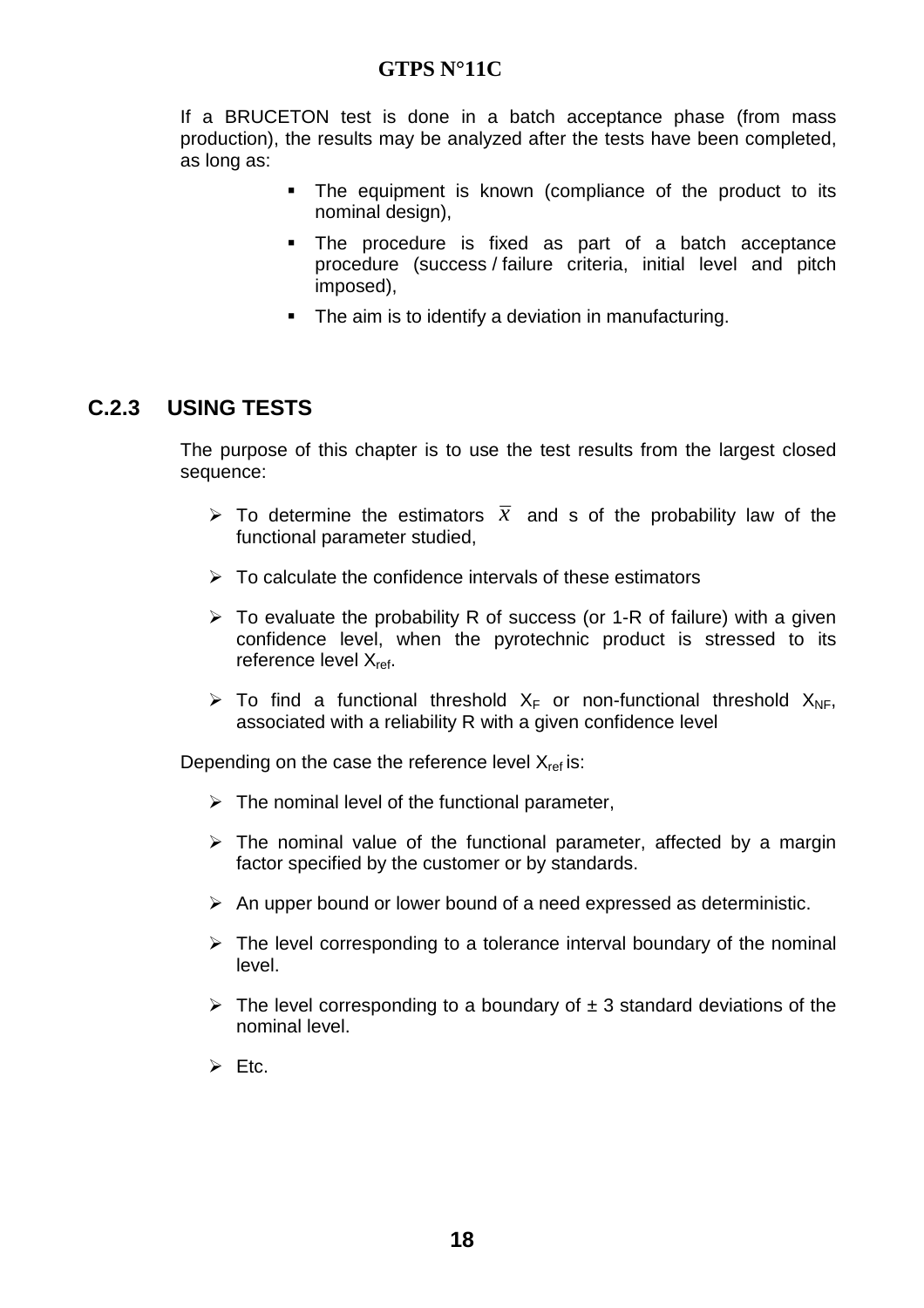If a BRUCETON test is done in a batch acceptance phase (from mass production), the results may be analyzed after the tests have been completed, as long as:

- The equipment is known (compliance of the product to its nominal design),
- The procedure is fixed as part of a batch acceptance procedure (success / failure criteria, initial level and pitch imposed),
- The aim is to identify a deviation in manufacturing.

## C.2.3 USING TESTS

The purpose of this chapter is to use the test results from the largest closed sequence:

- To determine the estimators $\overline{x}$ and s of the probability law of the functional parameter studied,
- To calculate the confidence intervals of these estimators
- To evaluate the probability R of success (or 1-R of failure) with a given confidence level, when the pyrotechnic product is stressed to its reference level $X_{ref}$.
- To find a functional threshold $X_F$ or non-functional threshold $X_{NF}$, associated with a reliability R with a given confidence level

Depending on the case the reference level $X_{ref}$ is:

- The nominal level of the functional parameter,
- The nominal value of the functional parameter, affected by a margin factor specified by the customer or by standards.
- An upper bound or lower bound of a need expressed as deterministic.
- The level corresponding to a tolerance interval boundary of the nominal level.
- The level corresponding to a boundary of ± 3 standard deviations of the nominal level.
- Etc.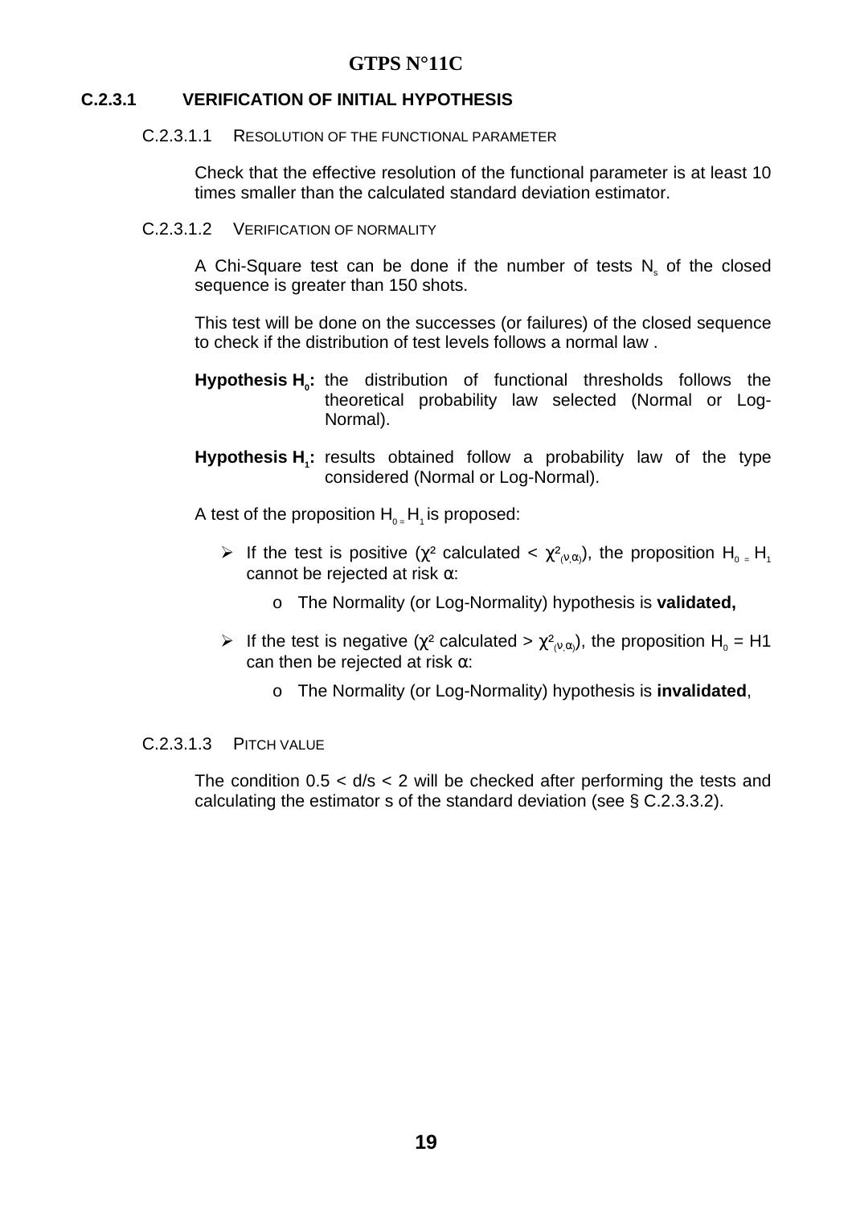### C.2.3.1 VERIFICATION OF INITIAL HYPOTHESIS

#### C.2.3.1.1 RESOLUTION OF THE FUNCTIONAL PARAMETER

Check that the effective resolution of the functional parameter is at least 10 times smaller than the calculated standard deviation estimator.

#### C.2.3.1.2 VERIFICATION OF NORMALITY

A Chi-Square test can be done if the number of tests $N_s$ of the closed sequence is greater than 150 shots.

This test will be done on the successes (or failures) of the closed sequence to check if the distribution of test levels follows a normal law .

**Hypothesis $H_0$:** the distribution of functional thresholds follows the theoretical probability law selected (Normal or Log-Normal).

**Hypothesis $H_1$:** results obtained follow a probability law of the type considered (Normal or Log-Normal).

A test of the proposition $H_0 = H_1$ is proposed:

- If the test is positive ($\chi^2$ calculated < $\chi^2_{(\nu,\alpha)}$), the proposition $H_0 = H_1$ cannot be rejected at risk $\alpha$:
  - The Normality (or Log-Normality) hypothesis is **validated,**
- If the test is negative ($\chi^2$ calculated > $\chi^2_{(\nu,\alpha)}$), the proposition $H_0$ = H1 can then be rejected at risk $\alpha$:
  - The Normality (or Log-Normality) hypothesis is **invalidated**,

#### C.2.3.1.3 PITCH VALUE

The condition $0.5 < d/s < 2$ will be checked after performing the tests and calculating the estimator s of the standard deviation (see § C.2.3.3.2).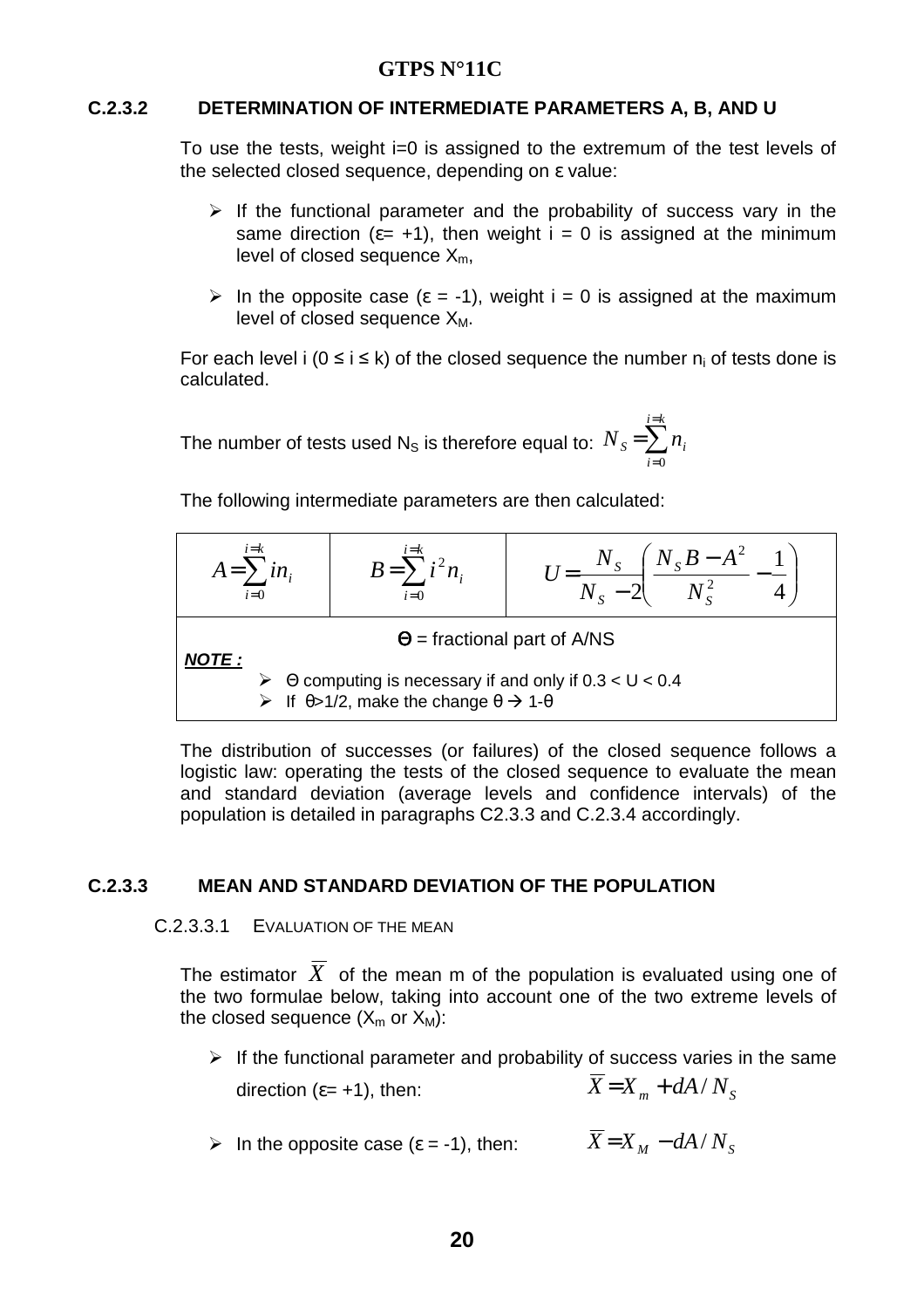### C.2.3.2 DETERMINATION OF INTERMEDIATE PARAMETERS A, B, AND U

To use the tests, weight i=0 is assigned to the extremum of the test levels of the selected closed sequence, depending on ε value:

- If the functional parameter and the probability of success vary in the same direction (ε= +1), then weight i = 0 is assigned at the minimum level of closed sequence $X_m$,
- In the opposite case (ε = -1), weight i = 0 is assigned at the maximum level of closed sequence $X_M$.

For each level i (0 ≤ i ≤ k) of the closed sequence the number $n_i$ of tests done is calculated.

The number of tests used $N_S$ is therefore equal to: $N_S = \sum_{i=0}^{i=k} n_i$

The following intermediate parameters are then calculated:

| $A = \sum_{i=0}^{i=k} i n_i$ | $B = \sum_{i=0}^{i=k} i^2 n_i$ | $U = \frac{N_S}{N_S - 2}\left(\frac{N_S B - A^2}{N_S^2} - \frac{1}{4}\right)$ |
|---|---|---|
| Θ = fractional part of A/NS | | |

***NOTE :***
- Θ computing is necessary if and only if 0.3 < U < 0.4
- If θ>1/2, make the change θ → 1-θ

The distribution of successes (or failures) of the closed sequence follows a logistic law: operating the tests of the closed sequence to evaluate the mean and standard deviation (average levels and confidence intervals) of the population is detailed in paragraphs C2.3.3 and C.2.3.4 accordingly.

### C.2.3.3 MEAN AND STANDARD DEVIATION OF THE POPULATION

#### C.2.3.3.1 EVALUATION OF THE MEAN

The estimator $\overline{X}$ of the mean m of the population is evaluated using one of the two formulae below, taking into account one of the two extreme levels of the closed sequence ($X_m$ or $X_M$):

- If the functional parameter and probability of success varies in the same direction (ε= +1), then: $\overline{X} = X_m + dA/N_S$
- In the opposite case (ε = -1), then: $\overline{X} = X_M - dA/N_S$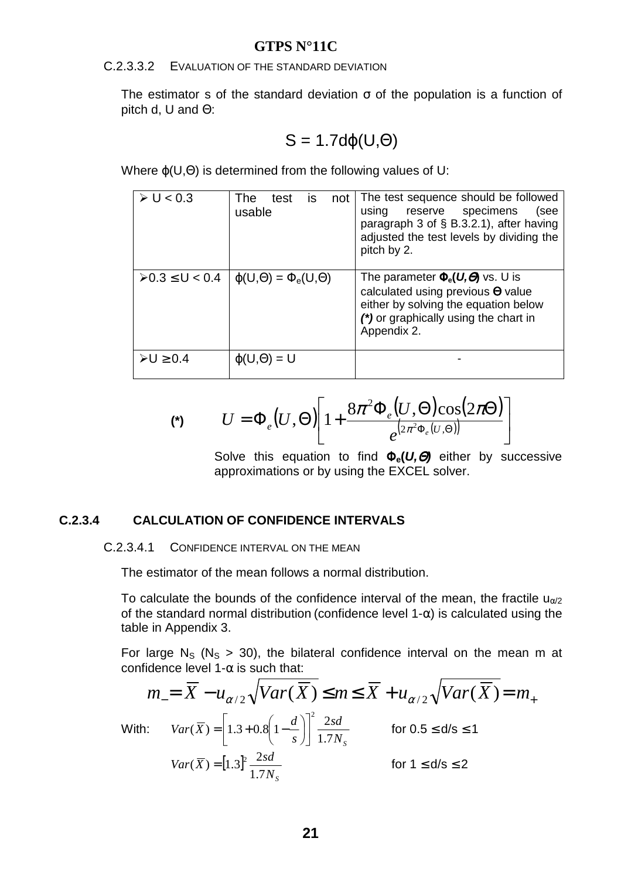#### C.2.3.3.2 Evaluation of the standard deviation

The estimator s of the standard deviation σ of the population is a function of pitch d, U and Θ:

$$S = 1.7d\varphi(U,\Theta)$$

Where $\varphi(U,\Theta)$ is determined from the following values of U:

| | | |
|---|---|---|
| ➢ $U < 0.3$ | The test is not usable | The test sequence should be followed using reserve specimens (see paragraph 3 of § B.3.2.1), after having adjusted the test levels by dividing the pitch by 2. |
| ➢ $0.3 \leq U < 0.4$ | $\varphi(U,\Theta) = \Phi_e(U,\Theta)$ | The parameter ***$\Phi_e(U,\Theta)$*** vs. U is calculated using previous **Θ** value either by solving the equation below ***(\*)*** or graphically using the chart in Appendix 2. |
| ➢ $U \geq 0.4$ | $\varphi(U,\Theta) = U$ | - |

**(\*)**

$$U = \Phi_e(U,\Theta)\left[1 + \frac{8\pi^2\Phi_e(U,\Theta)\cos(2\pi\Theta)}{e^{\left(2\pi^2\Phi_e(U,\Theta)\right)}}\right]$$

Solve this equation to find ***$\Phi_e(U,\Theta)$*** either by successive approximations or by using the EXCEL solver.

### C.2.3.4 CALCULATION OF CONFIDENCE INTERVALS

#### C.2.3.4.1 Confidence interval on the mean

The estimator of the mean follows a normal distribution.

To calculate the bounds of the confidence interval of the mean, the fractile $u_{\alpha/2}$ of the standard normal distribution (confidence level 1-α) is calculated using the table in Appendix 3.

For large $N_S$ ($N_S > 30$), the bilateral confidence interval on the mean m at confidence level 1-α is such that:

$$m_- = \overline{X} - u_{\alpha/2}\sqrt{Var(\overline{X})} \leq m \leq \overline{X} + u_{\alpha/2}\sqrt{Var(\overline{X})} = m_+$$

With: $Var(\overline{X}) = \left[1.3 + 0.8\left(1 - \frac{d}{s}\right)\right]^2 \frac{2sd}{1.7N_S}$ for $0.5 \leq d/s \leq 1$

$Var(\overline{X}) = [1.3]^2 \frac{2sd}{1.7N_S}$ for $1 \leq d/s \leq 2$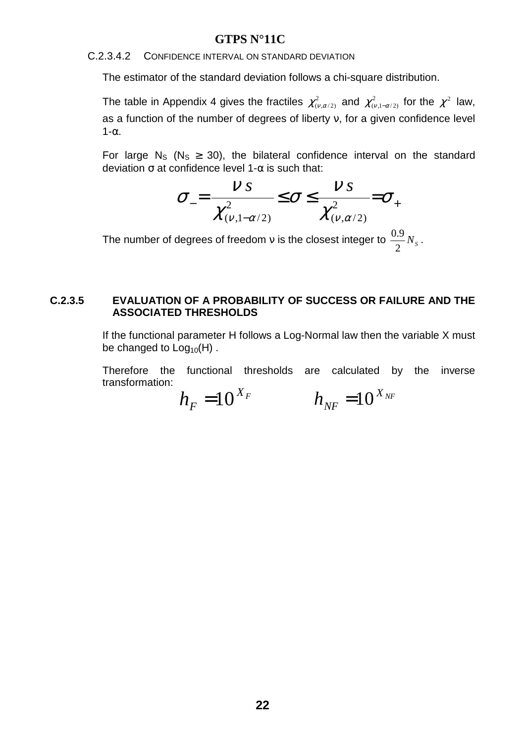#### C.2.3.4.2 CONFIDENCE INTERVAL ON STANDARD DEVIATION

The estimator of the standard deviation follows a chi-square distribution.

The table in Appendix 4 gives the fractiles $\chi^2_{(\nu,\alpha/2)}$ and $\chi^2_{(\nu,1-\alpha/2)}$ for the $\chi^2$ law, as a function of the number of degrees of liberty ν, for a given confidence level 1-α.

For large $N_S$ ($N_S \geq 30$), the bilateral confidence interval on the standard deviation σ at confidence level 1-α is such that:

$$\sigma_- = \frac{\nu\, s}{\chi^2_{(\nu,1-\alpha/2)}} \leq \sigma \leq \frac{\nu\, s}{\chi^2_{(\nu,\alpha/2)}} = \sigma_+$$

The number of degrees of freedom ν is the closest integer to $\frac{0.9}{2} N_S$.

### C.2.3.5 EVALUATION OF A PROBABILITY OF SUCCESS OR FAILURE AND THE ASSOCIATED THRESHOLDS

If the functional parameter H follows a Log-Normal law then the variable X must be changed to $Log_{10}(H)$ .

Therefore the functional thresholds are calculated by the inverse transformation:

$$h_F = 10^{X_F} \qquad\qquad h_{NF} = 10^{X_{NF}}$$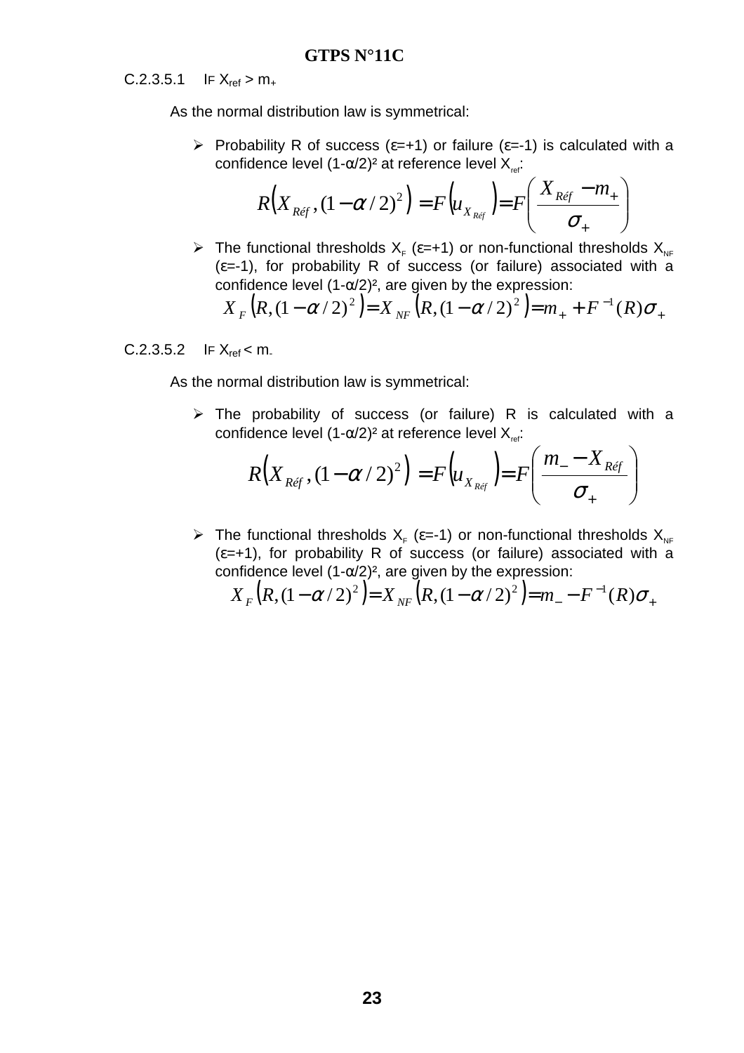#### C.2.3.5.1 IF $X_{ref} > m_+$

As the normal distribution law is symmetrical:

- Probability R of success (ε=+1) or failure (ε=-1) is calculated with a confidence level $(1-α/2)^2$ at reference level $X_{ref}$:

$$R\left(X_{Réf}, (1-\alpha/2)^2\right) = F\left(u_{X_{Réf}}\right) = F\left(\frac{X_{Réf} - m_+}{\sigma_+}\right)$$

- The functional thresholds $X_F$ (ε=+1) or non-functional thresholds $X_{NF}$ (ε=-1), for probability R of success (or failure) associated with a confidence level $(1-α/2)^2$, are given by the expression:

$$X_F\left(R, (1-\alpha/2)^2\right) = X_{NF}\left(R, (1-\alpha/2)^2\right) = m_+ + F^{-1}(R)\sigma_+$$

#### C.2.3.5.2 IF $X_{ref} < m_-$

As the normal distribution law is symmetrical:

- The probability of success (or failure) R is calculated with a confidence level $(1-α/2)^2$ at reference level $X_{ref}$:

$$R\left(X_{Réf}, (1-\alpha/2)^2\right) = F\left(u_{X_{Réf}}\right) = F\left(\frac{m_- - X_{Réf}}{\sigma_+}\right)$$

- The functional thresholds $X_F$ (ε=-1) or non-functional thresholds $X_{NF}$ (ε=+1), for probability R of success (or failure) associated with a confidence level $(1-α/2)^2$, are given by the expression:

$$X_F\left(R, (1-\alpha/2)^2\right) = X_{NF}\left(R, (1-\alpha/2)^2\right) = m_- - F^{-1}(R)\sigma_+$$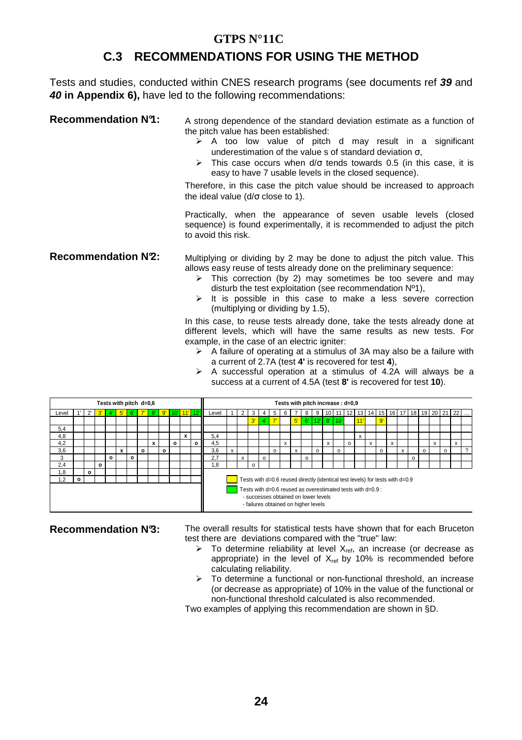## C.3 RECOMMENDATIONS FOR USING THE METHOD

Tests and studies, conducted within CNES research programs (see documents ref ***39*** and ***40*** **in Appendix 6),** have led to the following recommendations:

**Recommendation N°1:** A strong dependence of the standard deviation estimate as a function of the pitch value has been established:

- A too low value of pitch d may result in a significant underestimation of the value s of standard deviation σ,
- This case occurs when d/σ tends towards 0.5 (in this case, it is easy to have 7 usable levels in the closed sequence).

Therefore, in this case the pitch value should be increased to approach the ideal value (d/σ close to 1).

Practically, when the appearance of seven usable levels (closed sequence) is found experimentally, it is recommended to adjust the pitch to avoid this risk.

**Recommendation N°2:** Multiplying or dividing by 2 may be done to adjust the pitch value. This allows easy reuse of tests already done on the preliminary sequence:

- This correction (by 2) may sometimes be too severe and may disturb the test exploitation (see recommendation Nº1),
- It is possible in this case to make a less severe correction (multiplying or dividing by 1.5),

In this case, to reuse tests already done, take the tests already done at different levels, which will have the same results as new tests. For example, in the case of an electric igniter:

- A failure of operating at a stimulus of 3A may also be a failure with a current of 2.7A (test **4'** is recovered for test **4**),
- A successful operation at a stimulus of 4.2A will always be a success at a current of 4.5A (test **8'** is recovered for test **10**).

**Tests with pitch d=0,6**

| Level | 1' | 2' | 3' | 4' | 5' | 6' | 7' | 8' | 9' | 10' | 11' | 12' |
|---|---|---|---|---|---|---|---|---|---|---|---|---|
| 5,4 | | | | | | | | | | | | |
| 4,8 | | | | | | | | | | | x | |
| 4,2 | | | | | | | | x | | o | | o |
| 3,6 | | | | | x | | o | | o | | | |
| 3 | | | | o | | o | | | | | | |
| 2,4 | | | o | | | | | | | | | |
| 1,8 | | o | | | | | | | | | | |
| 1,2 | o | | | | | | | | | | | |

**Tests with pitch increase : d=0,9**

| Level | 1 | 2 | 3 | 4 | 5 | 6 | 7 | 8 | 9 | 10 | 11 | 12 | 13 | 14 | 15 | 16 | 17 | 18 | 19 | 20 | 21 | 22 | … |
|---|---|---|---|---|---|---|---|---|---|---|---|---|---|---|---|---|---|---|---|---|---|---|---|
| | | | 3' | 4' | 7' | | 5' | 6' | 12' | 8' | 10' | | 11' | | 9' | | | | | | | | |
| 5,4 | | | | | | | | | | | | | x | | | | | | | | | | |
| 4,5 | | | | | | x | | | | x | | o | | x | | x | | | | x | | x | |
| 3,6 | x | | | | o | | x | | o | | o | | | | o | | x | | o | | o | | ? |
| 2,7 | | x | | o | | | | o | | | | | | | | | | o | | | | | |
| 1,8 | | | o | | | | | | | | | | | | | | | | | | | | |

(yellow) Tests with d=0.6 reused directly (identical test levels) for tests with d=0.9

(green) Tests with d=0.6 reused as overestimated tests with d=0.9 :
- successes obtained on lower levels
- failures obtained on higher levels

**Recommendation N°3:** The overall results for statistical tests have shown that for each Bruceton test there are deviations compared with the "true" law:

- To determine reliability at level $X_{ref}$, an increase (or decrease as appropriate) in the level of $X_{ref}$ by 10% is recommended before calculating reliability.
- To determine a functional or non-functional threshold, an increase (or decrease as appropriate) of 10% in the value of the functional or non-functional threshold calculated is also recommended.

Two examples of applying this recommendation are shown in §D.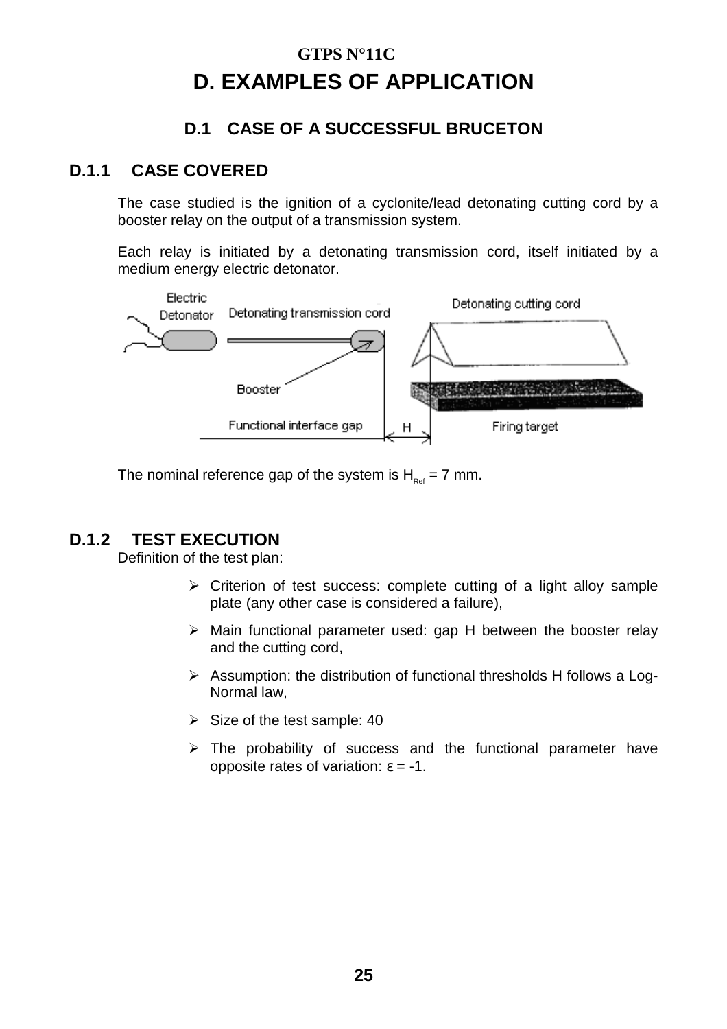**GTPS N°11C**

# D. EXAMPLES OF APPLICATION

## D.1 CASE OF A SUCCESSFUL BRUCETON

### D.1.1 CASE COVERED

The case studied is the ignition of a cyclonite/lead detonating cutting cord by a booster relay on the output of a transmission system.

Each relay is initiated by a detonating transmission cord, itself initiated by a medium energy electric detonator.

The nominal reference gap of the system is $H_{Ref}$ = 7 mm.

### D.1.2 TEST EXECUTION

Definition of the test plan:

- Criterion of test success: complete cutting of a light alloy sample plate (any other case is considered a failure),
- Main functional parameter used: gap H between the booster relay and the cutting cord,
- Assumption: the distribution of functional thresholds H follows a Log-Normal law,
- Size of the test sample: 40
- The probability of success and the functional parameter have opposite rates of variation: $\varepsilon = -1$.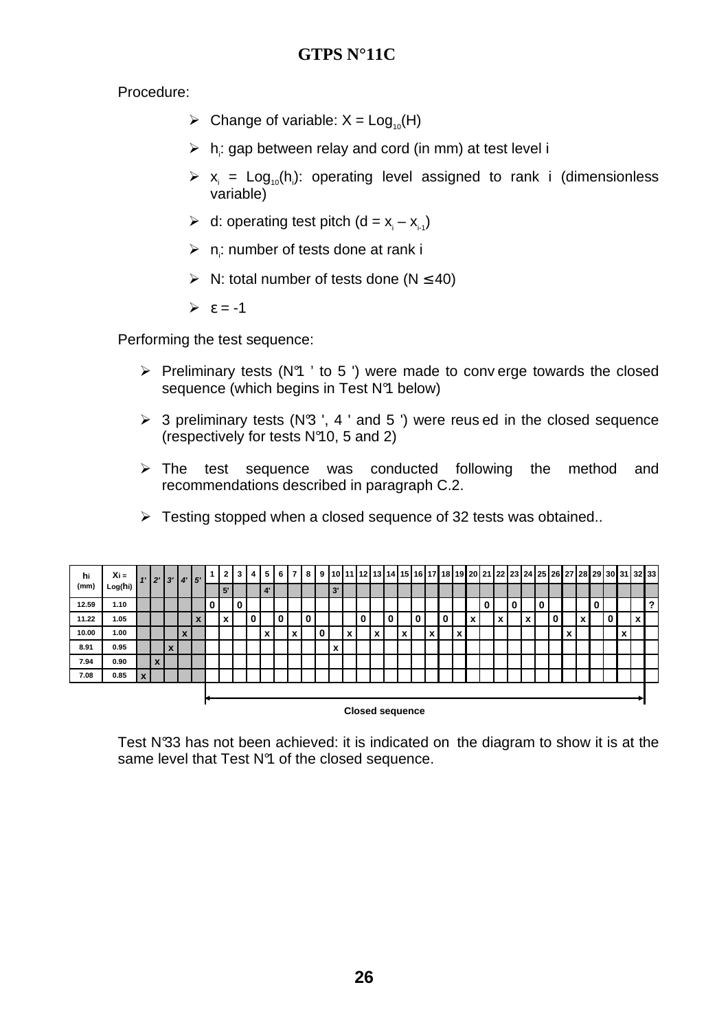Procedure:

- Change of variable: $X = Log_{10}(H)$
- $h_i$: gap between relay and cord (in mm) at test level i
- $x_i = Log_{10}(h_i)$: operating level assigned to rank i (dimensionless variable)
- d: operating test pitch ($d = x_i – x_{i-1}$)
- $n_i$: number of tests done at rank i
- N: total number of tests done ($N \leq 40$)
- $\varepsilon = -1$

Performing the test sequence:

- Preliminary tests (N°1 ' to 5 ') were made to converge towards the closed sequence (which begins in Test N°1 below)
- 3 preliminary tests (N°3 ', 4 ' and 5 ') were reused in the closed sequence (respectively for tests N°10, 5 and 2)
- The test sequence was conducted following the method and recommendations described in paragraph C.2.
- Testing stopped when a closed sequence of 32 tests was obtained..

| hi (mm) | Xi = Log(hi) | 1' | 2' | 3' | 4' | 5' | 1 | 2 | 3 | 4 | 5 | 6 | 7 | 8 | 9 | 10 | 11 | 12 | 13 | 14 | 15 | 16 | 17 | 18 | 19 | 20 | 21 | 22 | 23 | 24 | 25 | 26 | 27 | 28 | 29 | 30 | 31 | 32 | 33 |
|---|---|---|---|---|---|---|---|---|---|---|---|---|---|---|---|---|---|---|---|---|---|---|---|---|---|---|---|---|---|---|---|---|---|---|---|---|---|---|---|
| | | | | | | | | 5' | | | 4' | | | | | 3' | | | | | | | | | | | | | | | | | | | | | | | |
| 12.59 | 1.10 | | | | | | 0 | | 0 | | | | | | | | | | | | | | | | | | 0 | | 0 | | 0 | | | | 0 | | | | ? |
| 11.22 | 1.05 | | | | | x | | x | | 0 | | 0 | | 0 | | | | 0 | | 0 | | 0 | | 0 | | x | | x | | x | | 0 | | x | | 0 | | x | |
| 10.00 | 1.00 | | | | x | | | | | | x | | x | | 0 | | x | | x | | x | | x | | x | | | | | | | | x | | | | x | | |
| 8.91 | 0.95 | | | x | | | | | | | | | | | | x | | | | | | | | | | | | | | | | | | | | | | | |
| 7.94 | 0.90 | | x | | | | | | | | | | | | | | | | | | | | | | | | | | | | | | | | | | | | |
| 7.08 | 0.85 | x | | | | | | | | | | | | | | | | | | | | | | | | | | | | | | | | | | | | | |

Closed sequence (tests 1 to 32)

Test N°33 has not been achieved: it is indicated on the diagram to show it is at the same level that Test N°1 of the closed sequence.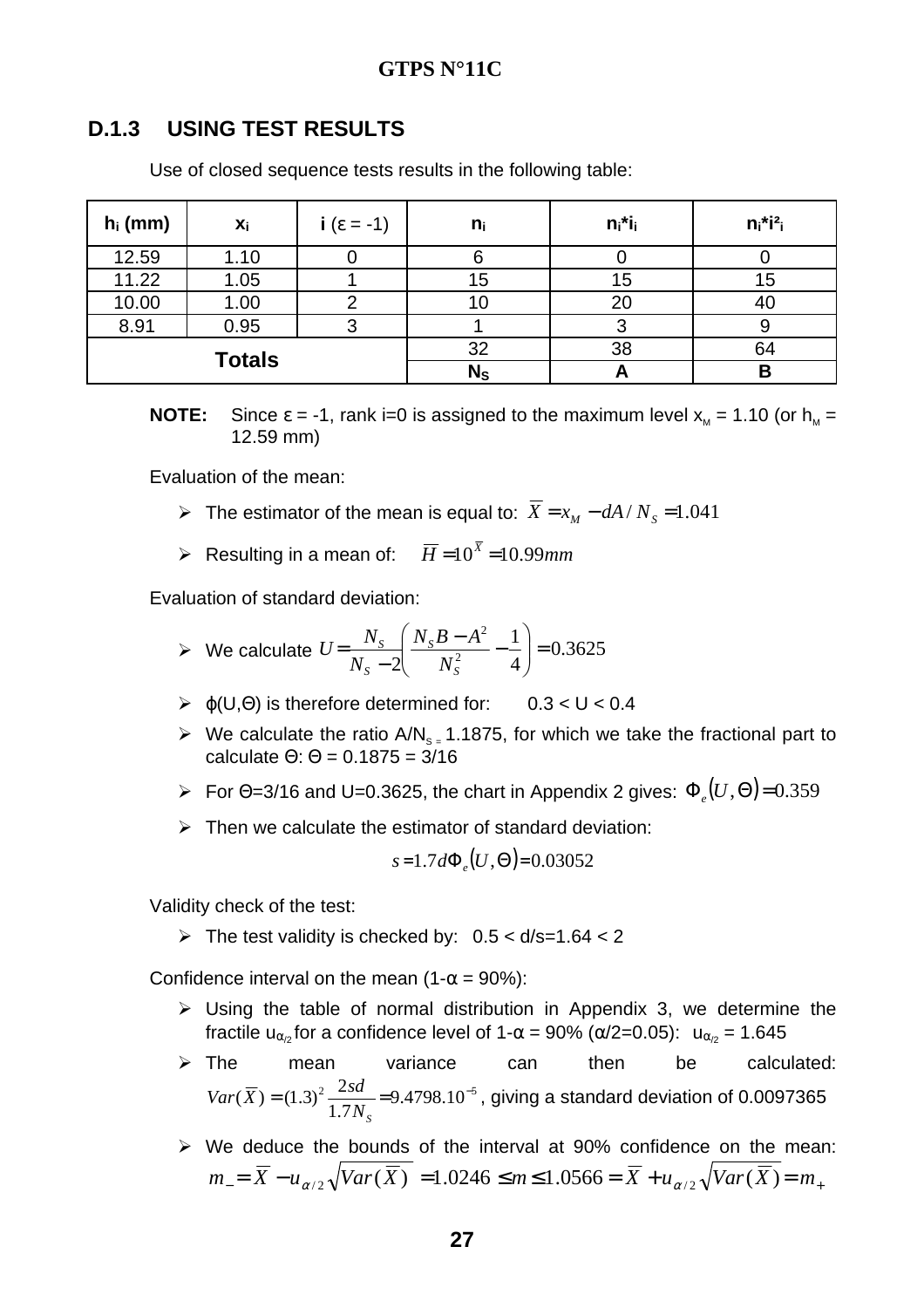### D.1.3 USING TEST RESULTS

Use of closed sequence tests results in the following table:

| $h_i$ (mm) | $x_i$ | $i$ ($\varepsilon = -1$) | $n_i$ | $n_i * i_i$ | $n_i * i^2_i$ |
|---|---|---|---|---|---|
| 12.59 | 1.10 | 0 | 6 | 0 | 0 |
| 11.22 | 1.05 | 1 | 15 | 15 | 15 |
| 10.00 | 1.00 | 2 | 10 | 20 | 40 |
| 8.91 | 0.95 | 3 | 1 | 3 | 9 |
| **Totals** | | | 32 | 38 | 64 |
| | | | $N_S$ | A | B |

**NOTE:** Since $\varepsilon = -1$, rank i=0 is assigned to the maximum level $x_M = 1.10$ (or $h_M = 12.59$ mm)

Evaluation of the mean:

- The estimator of the mean is equal to: $\overline{X} = x_M - dA / N_S = 1.041$
- Resulting in a mean of: $\overline{H} = 10^{\overline{X}} = 10.99mm$

Evaluation of standard deviation:

- We calculate $U = \dfrac{N_S}{N_S - 2}\left(\dfrac{N_S B - A^2}{N_S^2} - \dfrac{1}{4}\right) = 0.3625$
- $\varphi(U,\Theta)$ is therefore determined for: $0.3 < U < 0.4$
- We calculate the ratio $A/N_S = 1.1875$, for which we take the fractional part to calculate $\Theta$: $\Theta = 0.1875 = 3/16$
- For $\Theta = 3/16$ and $U = 0.3625$, the chart in Appendix 2 gives: $\Phi_e(U,\Theta) = 0.359$
- Then we calculate the estimator of standard deviation:

$$s = 1.7 d \Phi_e(U,\Theta) = 0.03052$$

Validity check of the test:

- The test validity is checked by: $0.5 < d/s = 1.64 < 2$

Confidence interval on the mean ($1-\alpha = 90\%$):

- Using the table of normal distribution in Appendix 3, we determine the fractile $u_{\alpha/2}$ for a confidence level of $1-\alpha = 90\%$ ($\alpha/2 = 0.05$): $u_{\alpha/2} = 1.645$
- The mean variance can then be calculated: $Var(\overline{X}) = (1.3)^2 \dfrac{2sd}{1.7N_S} = 9.4798.10^{-5}$, giving a standard deviation of 0.0097365
- We deduce the bounds of the interval at 90% confidence on the mean: $m_- = \overline{X} - u_{\alpha/2}\sqrt{Var(\overline{X})} = 1.0246 \leq m \leq 1.0566 = \overline{X} + u_{\alpha/2}\sqrt{Var(\overline{X})} = m_+$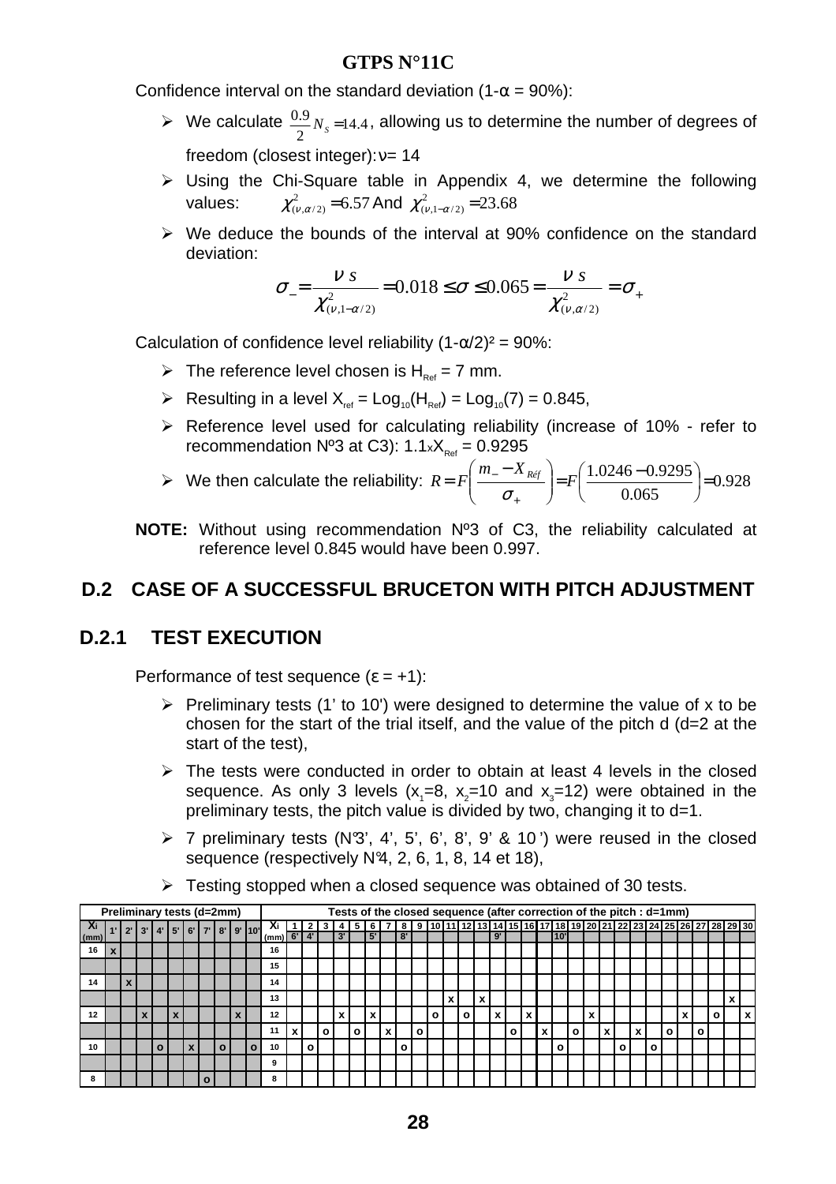Confidence interval on the standard deviation (1-α = 90%):

- We calculate $\frac{0.9}{2} N_S = 14.4$, allowing us to determine the number of degrees of freedom (closest integer): $\nu = 14$
- Using the Chi-Square table in Appendix 4, we determine the following values: $\chi^2_{(\nu,\alpha/2)} = 6.57$ And $\chi^2_{(\nu,1-\alpha/2)} = 23.68$
- We deduce the bounds of the interval at 90% confidence on the standard deviation:

$$\sigma_- = \frac{\nu\ s}{\chi^2_{(\nu,1-\alpha/2)}} = 0.018 \leq \sigma \leq 0.065 = \frac{\nu\ s}{\chi^2_{(\nu,\alpha/2)}} = \sigma_+$$

Calculation of confidence level reliability (1-α/2)² = 90%:

- The reference level chosen is $H_{Ref}$ = 7 mm.
- Resulting in a level $X_{ref} = Log_{10}(H_{Ref}) = Log_{10}(7) = 0.845$,
- Reference level used for calculating reliability (increase of 10% - refer to recommendation Nº3 at C3): $1.1 \times X_{Ref} = 0.9295$
- We then calculate the reliability: $R = F\left(\frac{m_- - X_{Réf}}{\sigma_+}\right) = F\left(\frac{1.0246 - 0.9295}{0.065}\right) = 0.928$

**NOTE:** Without using recommendation Nº3 of C3, the reliability calculated at reference level 0.845 would have been 0.997.

## D.2 CASE OF A SUCCESSFUL BRUCETON WITH PITCH ADJUSTMENT

### D.2.1 TEST EXECUTION

Performance of test sequence (ε = +1):

- Preliminary tests (1' to 10') were designed to determine the value of x to be chosen for the start of the trial itself, and the value of the pitch d (d=2 at the start of the test),
- The tests were conducted in order to obtain at least 4 levels in the closed sequence. As only 3 levels ($x_1$=8, $x_2$=10 and $x_3$=12) were obtained in the preliminary tests, the pitch value is divided by two, changing it to d=1.
- 7 preliminary tests (N°3', 4', 5', 6', 8', 9' & 10') were reused in the closed sequence (respectively N°4, 2, 6, 1, 8, 14 et 18),
- Testing stopped when a closed sequence was obtained of 30 tests.

| Preliminary tests (d=2mm) | | | | | | | | | | | Tests of the closed sequence (after correction of the pitch : d=1mm) | | | | | | | | | | | | | | | | | | | | | | | | | | | | | | |
|---|---|---|---|---|---|---|---|---|---|---|---|---|---|---|---|---|---|---|---|---|---|---|---|---|---|---|---|---|---|---|---|---|---|---|---|---|---|---|---|---|---|
| Xi (mm) | 1' | 2' | 3' | 4' | 5' | 6' | 7' | 8' | 9' | 10' | Xi (mm) | 1 | 2 | 3 | 4 | 5 | 6 | 7 | 8 | 9 | 10 | 11 | 12 | 13 | 14 | 15 | 16 | 17 | 18 | 19 | 20 | 21 | 22 | 23 | 24 | 25 | 26 | 27 | 28 | 29 | 30 |
| | | | | | | | | | | | | 6' | 4' | | 3' | | 5' | | 8' | | | | | | 9' | | | | 10' | | | | | | | | | | | | |
| 16 | x | | | | | | | | | | 16 | | | | | | | | | | | | | | | | | | | | | | | | | | | | | | |
| | | | | | | | | | | | 15 | | | | | | | | | | | | | | | | | | | | | | | | | | | | | | |
| 14 | | x | | | | | | | | | 14 | | | | | | | | | | | | | | | | | | | | | | | | | | | | | | |
| | | | | | | | | | | | 13 | | | | | | | | | | | x | | x | | | | | | | | | | | | | | | | x | |
| 12 | | | x | | x | | | | x | | 12 | | | | x | | x | | | | o | | o | | x | | x | | | | x | | | | | | x | | o | | x |
| | | | | | | | | | | | 11 | x | | o | | o | | x | | o | | | | | | o | | x | | o | | x | | x | | o | | o | | | |
| 10 | | | | o | | x | | o | | o | 10 | | o | | | | | | o | | | | | | | | | | o | | | | o | | o | | | | | | |
| | | | | | | | | | | | 9 | | | | | | | | | | | | | | | | | | | | | | | | | | | | | | |
| 8 | | | | | | | o | | | | 8 | | | | | | | | | | | | | | | | | | | | | | | | | | | | | | |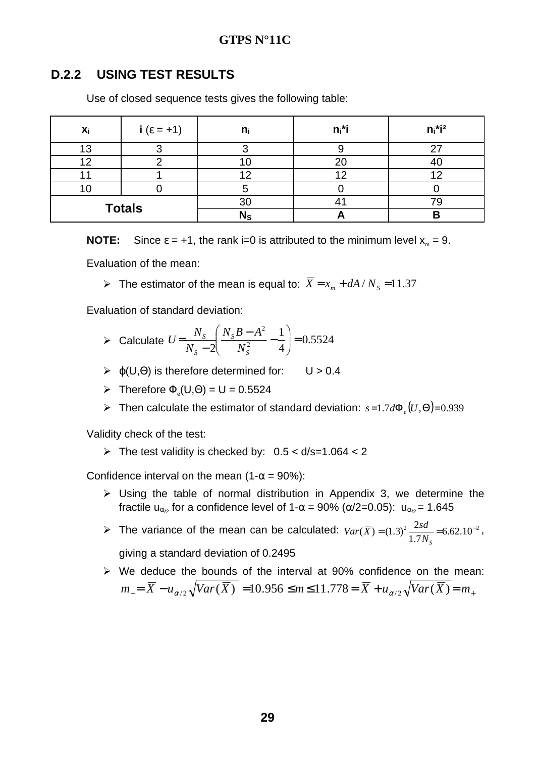### D.2.2 USING TEST RESULTS

Use of closed sequence tests gives the following table:

| $x_i$ | i ($\varepsilon$ = +1) | $n_i$ | $n_i$*i | $n_i$*i² |
|---|---|---|---|---|
| 13 | 3 | 3 | 9 | 27 |
| 12 | 2 | 10 | 20 | 40 |
| 11 | 1 | 12 | 12 | 12 |
| 10 | 0 | 5 | 0 | 0 |
| **Totals** | | 30 | 41 | 79 |
| | | **$N_S$** | **A** | **B** |

**NOTE:** Since $\varepsilon$ = +1, the rank i=0 is attributed to the minimum level $x_m$ = 9.

Evaluation of the mean:

- The estimator of the mean is equal to: $\overline{X} = x_m + dA / N_S = 11.37$

Evaluation of standard deviation:

- Calculate $U = \dfrac{N_S}{N_S - 2}\left(\dfrac{N_S B - A^2}{N_S^2} - \dfrac{1}{4}\right) = 0.5524$
- $\varphi(U,\Theta)$ is therefore determined for: U > 0.4
- Therefore $\Phi_e(U,\Theta)$ = U = 0.5524
- Then calculate the estimator of standard deviation: $s = 1.7 d \Phi_e(U,\Theta) = 0.939$

Validity check of the test:

- The test validity is checked by: 0.5 < d/s=1.064 < 2

Confidence interval on the mean (1-$\alpha$ = 90%):

- Using the table of normal distribution in Appendix 3, we determine the fractile $u_{\alpha/2}$ for a confidence level of 1-$\alpha$ = 90% ($\alpha$/2=0.05): $u_{\alpha/2}$ = 1.645
- The variance of the mean can be calculated: $Var(\overline{X}) = (1.3)^2 \dfrac{2sd}{1.7 N_S} = 6.62.10^{-2}$, giving a standard deviation of 0.2495
- We deduce the bounds of the interval at 90% confidence on the mean: $m_- = \overline{X} - u_{\alpha/2}\sqrt{Var(\overline{X})} = 10.956 \leq m \leq 11.778 = \overline{X} + u_{\alpha/2}\sqrt{Var(\overline{X})} = m_+$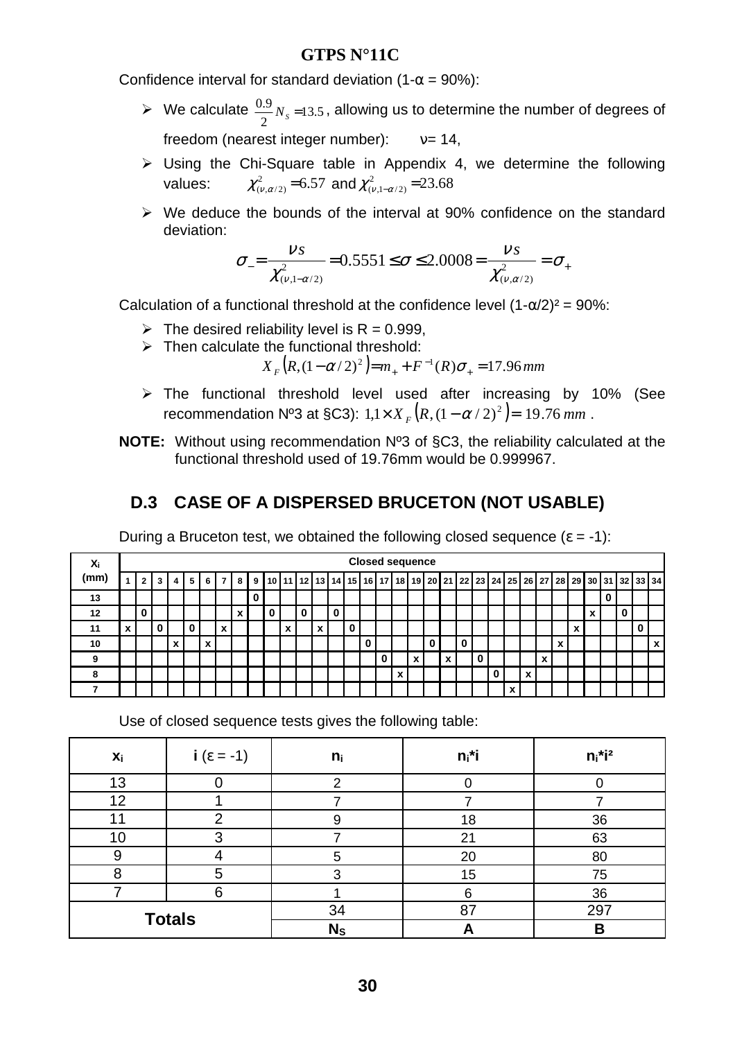Confidence interval for standard deviation (1-α = 90%):

- We calculate $\frac{0.9}{2}N_S = 13.5$, allowing us to determine the number of degrees of freedom (nearest integer number): ν= 14,
- Using the Chi-Square table in Appendix 4, we determine the following values: $\chi^2_{(\nu,\alpha/2)} = 6.57$ and $\chi^2_{(\nu,1-\alpha/2)} = 23.68$
- We deduce the bounds of the interval at 90% confidence on the standard deviation:

$$\sigma_- = \frac{\nu s}{\chi^2_{(\nu,1-\alpha/2)}} = 0.5551 \leq \sigma \leq 2.0008 = \frac{\nu s}{\chi^2_{(\nu,\alpha/2)}} = \sigma_+$$

Calculation of a functional threshold at the confidence level (1-α/2)² = 90%:

- The desired reliability level is R = 0.999,
- Then calculate the functional threshold:

$$X_F\left(R,(1-\alpha/2)^2\right) = m_+ + F^{-1}(R)\sigma_+ = 17.96\,mm$$

- The functional threshold level used after increasing by 10% (See recommendation Nº3 at §C3): $1{,}1 \times X_F\left(R,(1-\alpha/2)^2\right) = 19.76\,mm$ .

**NOTE:** Without using recommendation Nº3 of §C3, the reliability calculated at the functional threshold used of 19.76mm would be 0.999967.

## D.3 CASE OF A DISPERSED BRUCETON (NOT USABLE)

During a Bruceton test, we obtained the following closed sequence (ε = -1):

| $x_i$ (mm) | Closed sequence | | | | | | | | | | | | | | | | | | | | | | | | | | | | | | | | | |
|---|---|---|---|---|---|---|---|---|---|---|---|---|---|---|---|---|---|---|---|---|---|---|---|---|---|---|---|---|---|---|---|---|---|---|
| | 1 | 2 | 3 | 4 | 5 | 6 | 7 | 8 | 9 | 10 | 11 | 12 | 13 | 14 | 15 | 16 | 17 | 18 | 19 | 20 | 21 | 22 | 23 | 24 | 25 | 26 | 27 | 28 | 29 | 30 | 31 | 32 | 33 | 34 |
| 13 | | | | | | | | | 0 | | | | | | | | | | | | | | | | | | | | | | 0 | | | |
| 12 | | 0 | | | | | | x | | 0 | | 0 | | 0 | | | | | | | | | | | | | | | | x | | 0 | | |
| 11 | x | | 0 | | 0 | | x | | | | x | | x | | 0 | | | | | | | | | | | | | | x | | | | 0 | |
| 10 | | | | x | | x | | | | | | | | | | 0 | | | | 0 | | 0 | | | | | | x | | | | | | x |
| 9 | | | | | | | | | | | | | | | | | 0 | | x | | x | | 0 | | | | x | | | | | | | |
| 8 | | | | | | | | | | | | | | | | | | x | | | | | | 0 | | x | | | | | | | | |
| 7 | | | | | | | | | | | | | | | | | | | | | | | | | x | | | | | | | | | |

Use of closed sequence tests gives the following table:

| $x_i$ | i (ε = -1) | $n_i$ | $n_i$*i | $n_i$*i² |
|---|---|---|---|---|
| 13 | 0 | 2 | 0 | 0 |
| 12 | 1 | 7 | 7 | 7 |
| 11 | 2 | 9 | 18 | 36 |
| 10 | 3 | 7 | 21 | 63 |
| 9 | 4 | 5 | 20 | 80 |
| 8 | 5 | 3 | 15 | 75 |
| 7 | 6 | 1 | 6 | 36 |
| **Totals** | | 34 | 87 | 297 |
| | | $N_S$ | A | B |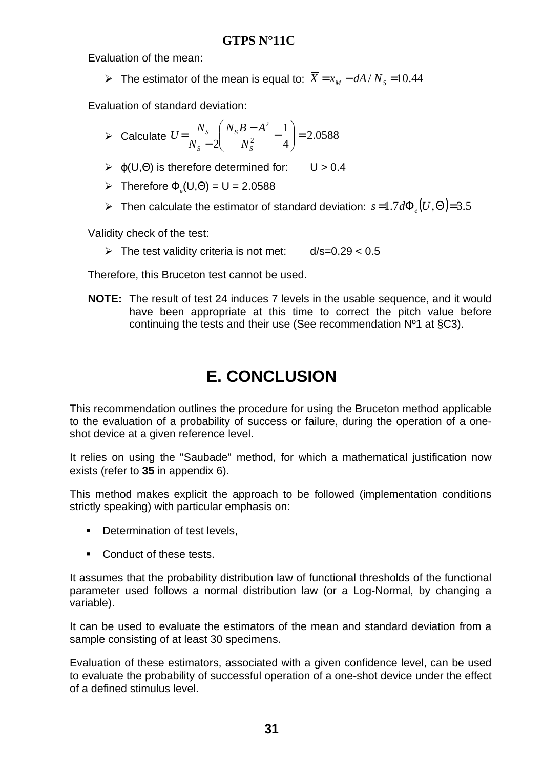Evaluation of the mean:

- The estimator of the mean is equal to: $\overline{X} = x_M - dA / N_S = 10.44$

Evaluation of standard deviation:

- Calculate $U = \frac{N_S}{N_S - 2}\left(\frac{N_S B - A^2}{N_S^2} - \frac{1}{4}\right) = 2.0588$
- φ(U,Θ) is therefore determined for: U > 0.4
- Therefore $\Phi_e$(U,Θ) = U = 2.0588
- Then calculate the estimator of standard deviation: $s = 1.7 d \Phi_e (U, \Theta) = 3.5$

Validity check of the test:

- The test validity criteria is not met: d/s=0.29 < 0.5

Therefore, this Bruceton test cannot be used.

**NOTE:** The result of test 24 induces 7 levels in the usable sequence, and it would have been appropriate at this time to correct the pitch value before continuing the tests and their use (See recommendation Nº1 at §C3).

# E. CONCLUSION

This recommendation outlines the procedure for using the Bruceton method applicable to the evaluation of a probability of success or failure, during the operation of a one-shot device at a given reference level.

It relies on using the "Saubade" method, for which a mathematical justification now exists (refer to **35** in appendix 6).

This method makes explicit the approach to be followed (implementation conditions strictly speaking) with particular emphasis on:

- Determination of test levels,
- Conduct of these tests.

It assumes that the probability distribution law of functional thresholds of the functional parameter used follows a normal distribution law (or a Log-Normal, by changing a variable).

It can be used to evaluate the estimators of the mean and standard deviation from a sample consisting of at least 30 specimens.

Evaluation of these estimators, associated with a given confidence level, can be used to evaluate the probability of successful operation of a one-shot device under the effect of a defined stimulus level.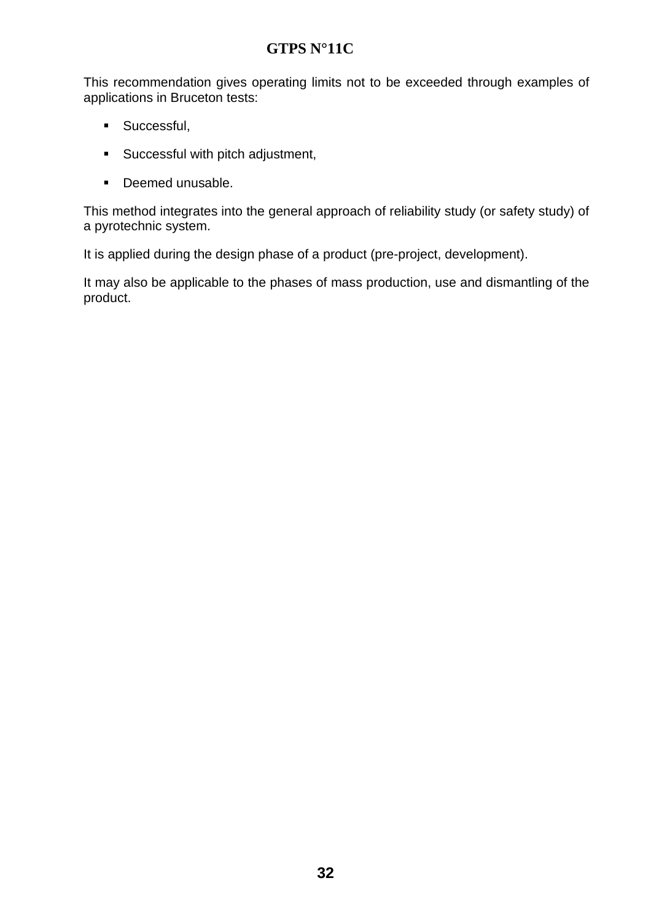This recommendation gives operating limits not to be exceeded through examples of applications in Bruceton tests:

- Successful,
- Successful with pitch adjustment,
- Deemed unusable.

This method integrates into the general approach of reliability study (or safety study) of a pyrotechnic system.

It is applied during the design phase of a product (pre-project, development).

It may also be applicable to the phases of mass production, use and dismantling of the product.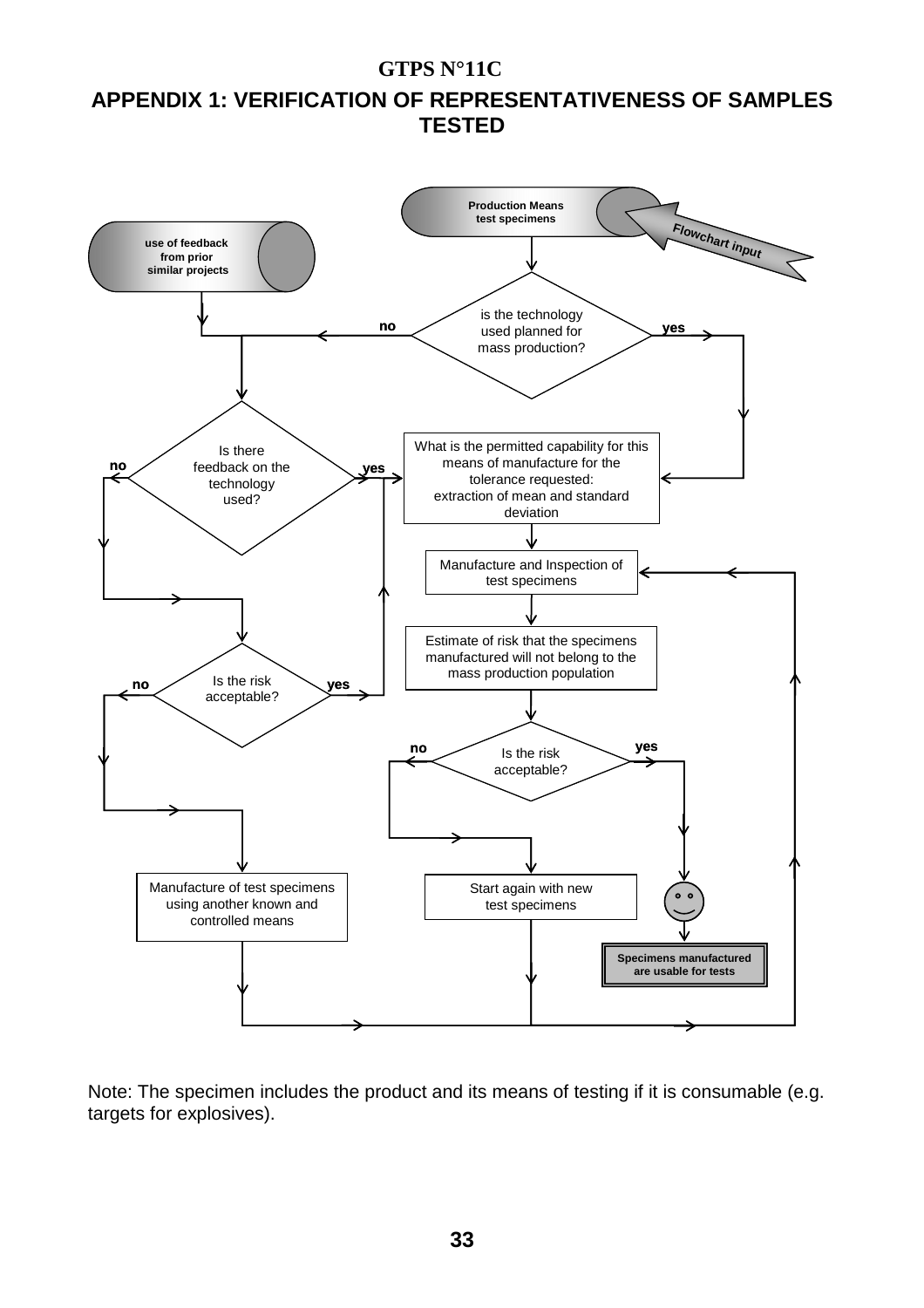# APPENDIX 1: VERIFICATION OF REPRESENTATIVENESS OF SAMPLES TESTED

**Production Means test specimens**

Flowchart input

**use of feedback from prior similar projects**

is the technology used planned for mass production?

no

yes

Is there feedback on the technology used?

no

yes

What is the permitted capability for this means of manufacture for the tolerance requested: extraction of mean and standard deviation

Manufacture and Inspection of test specimens

Is the risk acceptable?

no

yes

Estimate of risk that the specimens manufactured will not belong to the mass production population

Is the risk acceptable?

no

yes

Manufacture of test specimens using another known and controlled means

Start again with new test specimens

**Specimens manufactured are usable for tests**

Note: The specimen includes the product and its means of testing if it is consumable (e.g. targets for explosives).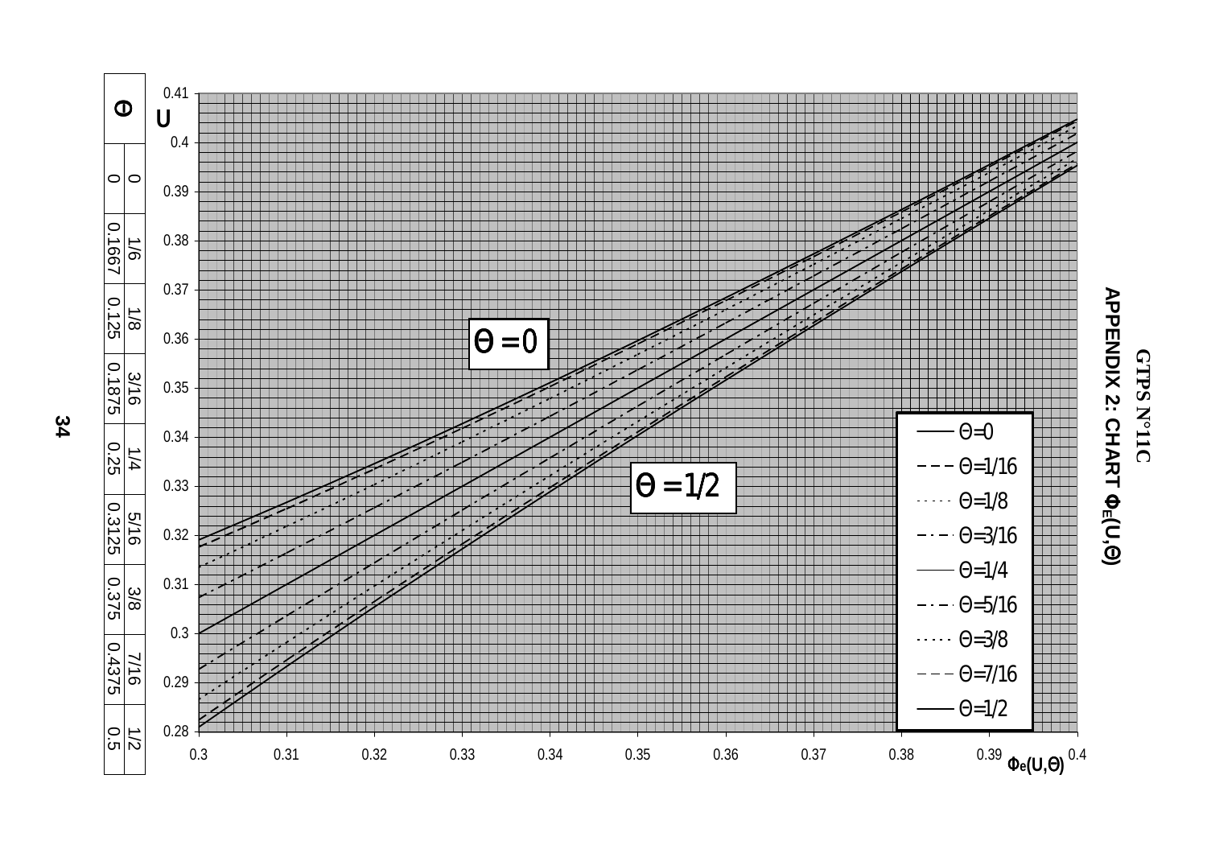## GTPS N°11C

## APPENDIX 2: CHART $\Phi_E(U,\Theta)$

| Θ | |
|---|---|
| 0 | 0 |
| 1/6 | 0.1667 |
| 1/8 | 0.125 |
| 3/16 | 0.1875 |
| 1/4 | 0.25 |
| 5/16 | 0.3125 |
| 3/8 | 0.375 |
| 7/16 | 0.4375 |
| 1/2 | 0.5 |

U

0.41
0.4
0.39
0.38
0.37
0.36
0.35
0.34
0.33
0.32
0.31
0.3
0.29
0.28

0.3 0.31 0.32 0.33 0.34 0.35 0.36 0.37 0.38 0.39 0.4

$\Phi_e(U,\Theta)$

$\Theta = 0$

$\Theta = 1/2$

Legend:
- Θ=0
- Θ=1/16
- Θ=1/8
- Θ=3/16
- Θ=1/4
- Θ=5/16
- Θ=3/8
- Θ=7/16
- Θ=1/2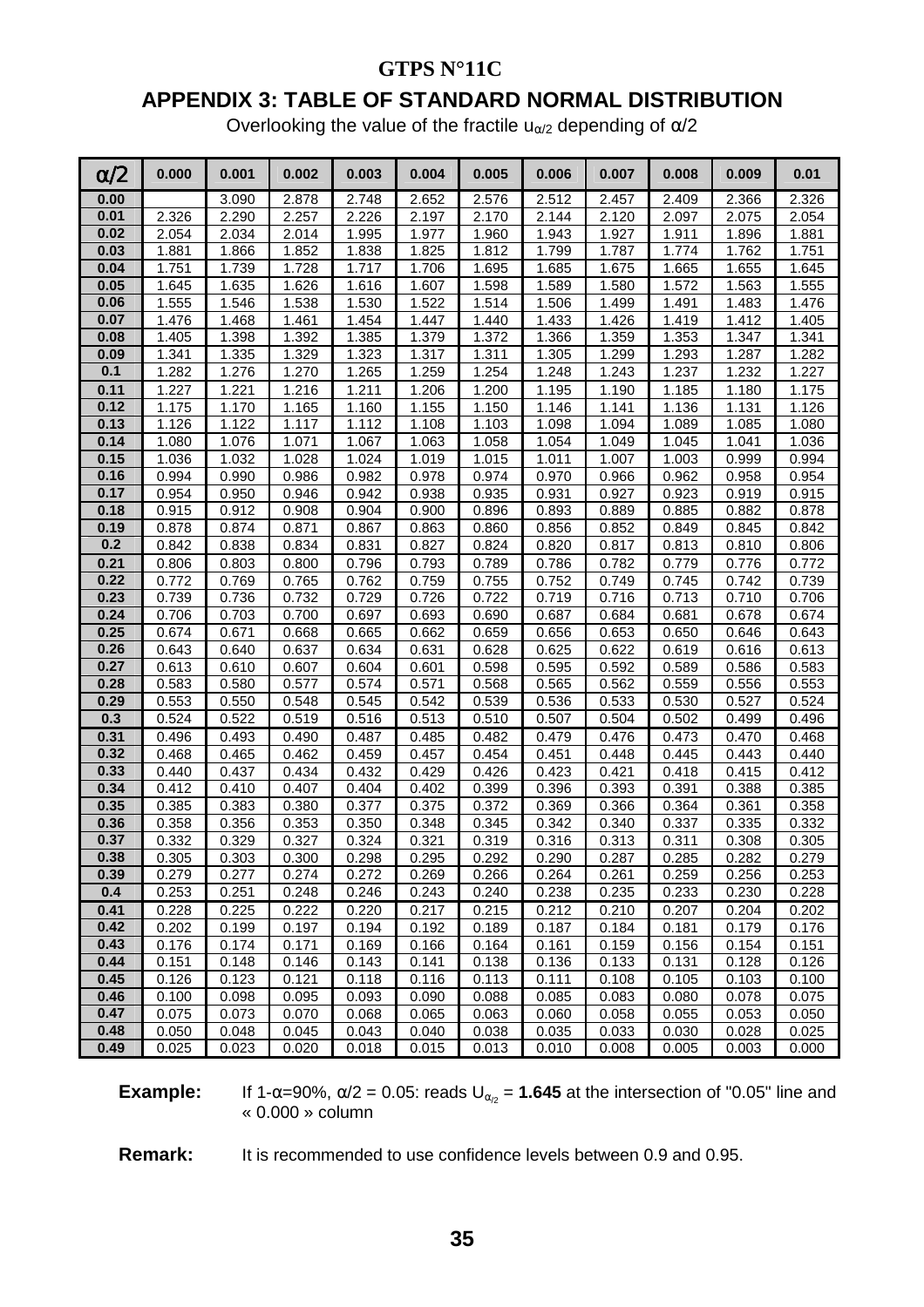**GTPS N°11C**

## APPENDIX 3: TABLE OF STANDARD NORMAL DISTRIBUTION

Overlooking the value of the fractile $u_{\alpha/2}$ depending of $\alpha/2$

| $\alpha/2$ | 0.000 | 0.001 | 0.002 | 0.003 | 0.004 | 0.005 | 0.006 | 0.007 | 0.008 | 0.009 | 0.01 |
|---|---|---|---|---|---|---|---|---|---|---|---|
| 0.00 | | 3.090 | 2.878 | 2.748 | 2.652 | 2.576 | 2.512 | 2.457 | 2.409 | 2.366 | 2.326 |
| 0.01 | 2.326 | 2.290 | 2.257 | 2.226 | 2.197 | 2.170 | 2.144 | 2.120 | 2.097 | 2.075 | 2.054 |
| 0.02 | 2.054 | 2.034 | 2.014 | 1.995 | 1.977 | 1.960 | 1.943 | 1.927 | 1.911 | 1.896 | 1.881 |
| 0.03 | 1.881 | 1.866 | 1.852 | 1.838 | 1.825 | 1.812 | 1.799 | 1.787 | 1.774 | 1.762 | 1.751 |
| 0.04 | 1.751 | 1.739 | 1.728 | 1.717 | 1.706 | 1.695 | 1.685 | 1.675 | 1.665 | 1.655 | 1.645 |
| 0.05 | 1.645 | 1.635 | 1.626 | 1.616 | 1.607 | 1.598 | 1.589 | 1.580 | 1.572 | 1.563 | 1.555 |
| 0.06 | 1.555 | 1.546 | 1.538 | 1.530 | 1.522 | 1.514 | 1.506 | 1.499 | 1.491 | 1.483 | 1.476 |
| 0.07 | 1.476 | 1.468 | 1.461 | 1.454 | 1.447 | 1.440 | 1.433 | 1.426 | 1.419 | 1.412 | 1.405 |
| 0.08 | 1.405 | 1.398 | 1.392 | 1.385 | 1.379 | 1.372 | 1.366 | 1.359 | 1.353 | 1.347 | 1.341 |
| 0.09 | 1.341 | 1.335 | 1.329 | 1.323 | 1.317 | 1.311 | 1.305 | 1.299 | 1.293 | 1.287 | 1.282 |
| 0.1 | 1.282 | 1.276 | 1.270 | 1.265 | 1.259 | 1.254 | 1.248 | 1.243 | 1.237 | 1.232 | 1.227 |
| 0.11 | 1.227 | 1.221 | 1.216 | 1.211 | 1.206 | 1.200 | 1.195 | 1.190 | 1.185 | 1.180 | 1.175 |
| 0.12 | 1.175 | 1.170 | 1.165 | 1.160 | 1.155 | 1.150 | 1.146 | 1.141 | 1.136 | 1.131 | 1.126 |
| 0.13 | 1.126 | 1.122 | 1.117 | 1.112 | 1.108 | 1.103 | 1.098 | 1.094 | 1.089 | 1.085 | 1.080 |
| 0.14 | 1.080 | 1.076 | 1.071 | 1.067 | 1.063 | 1.058 | 1.054 | 1.049 | 1.045 | 1.041 | 1.036 |
| 0.15 | 1.036 | 1.032 | 1.028 | 1.024 | 1.019 | 1.015 | 1.011 | 1.007 | 1.003 | 0.999 | 0.994 |
| 0.16 | 0.994 | 0.990 | 0.986 | 0.982 | 0.978 | 0.974 | 0.970 | 0.966 | 0.962 | 0.958 | 0.954 |
| 0.17 | 0.954 | 0.950 | 0.946 | 0.942 | 0.938 | 0.935 | 0.931 | 0.927 | 0.923 | 0.919 | 0.915 |
| 0.18 | 0.915 | 0.912 | 0.908 | 0.904 | 0.900 | 0.896 | 0.893 | 0.889 | 0.885 | 0.882 | 0.878 |
| 0.19 | 0.878 | 0.874 | 0.871 | 0.867 | 0.863 | 0.860 | 0.856 | 0.852 | 0.849 | 0.845 | 0.842 |
| 0.2 | 0.842 | 0.838 | 0.834 | 0.831 | 0.827 | 0.824 | 0.820 | 0.817 | 0.813 | 0.810 | 0.806 |
| 0.21 | 0.806 | 0.803 | 0.800 | 0.796 | 0.793 | 0.789 | 0.786 | 0.782 | 0.779 | 0.776 | 0.772 |
| 0.22 | 0.772 | 0.769 | 0.765 | 0.762 | 0.759 | 0.755 | 0.752 | 0.749 | 0.745 | 0.742 | 0.739 |
| 0.23 | 0.739 | 0.736 | 0.732 | 0.729 | 0.726 | 0.722 | 0.719 | 0.716 | 0.713 | 0.710 | 0.706 |
| 0.24 | 0.706 | 0.703 | 0.700 | 0.697 | 0.693 | 0.690 | 0.687 | 0.684 | 0.681 | 0.678 | 0.674 |
| 0.25 | 0.674 | 0.671 | 0.668 | 0.665 | 0.662 | 0.659 | 0.656 | 0.653 | 0.650 | 0.646 | 0.643 |
| 0.26 | 0.643 | 0.640 | 0.637 | 0.634 | 0.631 | 0.628 | 0.625 | 0.622 | 0.619 | 0.616 | 0.613 |
| 0.27 | 0.613 | 0.610 | 0.607 | 0.604 | 0.601 | 0.598 | 0.595 | 0.592 | 0.589 | 0.586 | 0.583 |
| 0.28 | 0.583 | 0.580 | 0.577 | 0.574 | 0.571 | 0.568 | 0.565 | 0.562 | 0.559 | 0.556 | 0.553 |
| 0.29 | 0.553 | 0.550 | 0.548 | 0.545 | 0.542 | 0.539 | 0.536 | 0.533 | 0.530 | 0.527 | 0.524 |
| 0.3 | 0.524 | 0.522 | 0.519 | 0.516 | 0.513 | 0.510 | 0.507 | 0.504 | 0.502 | 0.499 | 0.496 |
| 0.31 | 0.496 | 0.493 | 0.490 | 0.487 | 0.485 | 0.482 | 0.479 | 0.476 | 0.473 | 0.470 | 0.468 |
| 0.32 | 0.468 | 0.465 | 0.462 | 0.459 | 0.457 | 0.454 | 0.451 | 0.448 | 0.445 | 0.443 | 0.440 |
| 0.33 | 0.440 | 0.437 | 0.434 | 0.432 | 0.429 | 0.426 | 0.423 | 0.421 | 0.418 | 0.415 | 0.412 |
| 0.34 | 0.412 | 0.410 | 0.407 | 0.404 | 0.402 | 0.399 | 0.396 | 0.393 | 0.391 | 0.388 | 0.385 |
| 0.35 | 0.385 | 0.383 | 0.380 | 0.377 | 0.375 | 0.372 | 0.369 | 0.366 | 0.364 | 0.361 | 0.358 |
| 0.36 | 0.358 | 0.356 | 0.353 | 0.350 | 0.348 | 0.345 | 0.342 | 0.340 | 0.337 | 0.335 | 0.332 |
| 0.37 | 0.332 | 0.329 | 0.327 | 0.324 | 0.321 | 0.319 | 0.316 | 0.313 | 0.311 | 0.308 | 0.305 |
| 0.38 | 0.305 | 0.303 | 0.300 | 0.298 | 0.295 | 0.292 | 0.290 | 0.287 | 0.285 | 0.282 | 0.279 |
| 0.39 | 0.279 | 0.277 | 0.274 | 0.272 | 0.269 | 0.266 | 0.264 | 0.261 | 0.259 | 0.256 | 0.253 |
| 0.4 | 0.253 | 0.251 | 0.248 | 0.246 | 0.243 | 0.240 | 0.238 | 0.235 | 0.233 | 0.230 | 0.228 |
| 0.41 | 0.228 | 0.225 | 0.222 | 0.220 | 0.217 | 0.215 | 0.212 | 0.210 | 0.207 | 0.204 | 0.202 |
| 0.42 | 0.202 | 0.199 | 0.197 | 0.194 | 0.192 | 0.189 | 0.187 | 0.184 | 0.181 | 0.179 | 0.176 |
| 0.43 | 0.176 | 0.174 | 0.171 | 0.169 | 0.166 | 0.164 | 0.161 | 0.159 | 0.156 | 0.154 | 0.151 |
| 0.44 | 0.151 | 0.148 | 0.146 | 0.143 | 0.141 | 0.138 | 0.136 | 0.133 | 0.131 | 0.128 | 0.126 |
| 0.45 | 0.126 | 0.123 | 0.121 | 0.118 | 0.116 | 0.113 | 0.111 | 0.108 | 0.105 | 0.103 | 0.100 |
| 0.46 | 0.100 | 0.098 | 0.095 | 0.093 | 0.090 | 0.088 | 0.085 | 0.083 | 0.080 | 0.078 | 0.075 |
| 0.47 | 0.075 | 0.073 | 0.070 | 0.068 | 0.065 | 0.063 | 0.060 | 0.058 | 0.055 | 0.053 | 0.050 |
| 0.48 | 0.050 | 0.048 | 0.045 | 0.043 | 0.040 | 0.038 | 0.035 | 0.033 | 0.030 | 0.028 | 0.025 |
| 0.49 | 0.025 | 0.023 | 0.020 | 0.018 | 0.015 | 0.013 | 0.010 | 0.008 | 0.005 | 0.003 | 0.000 |

**Example:** If $1-\alpha=90\%$, $\alpha/2 = 0.05$: reads $U_{\alpha/2}$ = **1.645** at the intersection of "0.05" line and « 0.000 » column

**Remark:** It is recommended to use confidence levels between 0.9 and 0.95.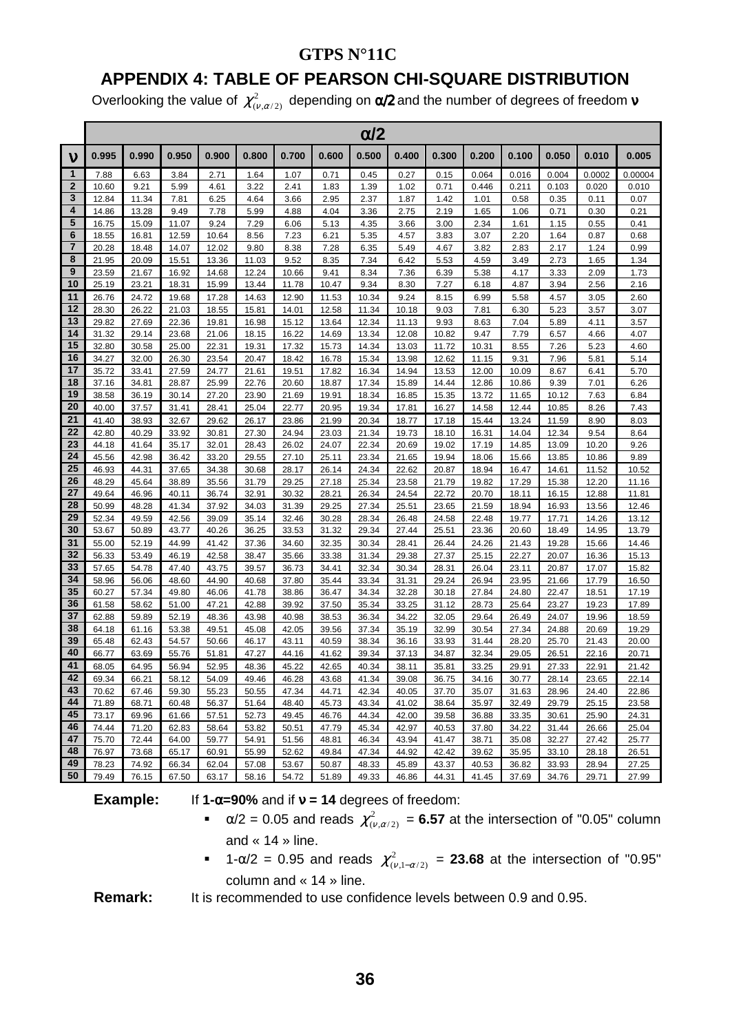**GTPS N°11C**

# APPENDIX 4: TABLE OF PEARSON CHI-SQUARE DISTRIBUTION

Overlooking the value of $\chi^2_{(\nu,\alpha/2)}$ depending on **α/2** and the number of degrees of freedom **ν**

| | α/2 | | | | | | | | | | | | | | |
|---|---|---|---|---|---|---|---|---|---|---|---|---|---|---|---|
| **ν** | **0.995** | **0.990** | **0.950** | **0.900** | **0.800** | **0.700** | **0.600** | **0.500** | **0.400** | **0.300** | **0.200** | **0.100** | **0.050** | **0.010** | **0.005** |
| **1** | 7.88 | 6.63 | 3.84 | 2.71 | 1.64 | 1.07 | 0.71 | 0.45 | 0.27 | 0.15 | 0.064 | 0.016 | 0.004 | 0.0002 | 0.00004 |
| **2** | 10.60 | 9.21 | 5.99 | 4.61 | 3.22 | 2.41 | 1.83 | 1.39 | 1.02 | 0.71 | 0.446 | 0.211 | 0.103 | 0.020 | 0.010 |
| **3** | 12.84 | 11.34 | 7.81 | 6.25 | 4.64 | 3.66 | 2.95 | 2.37 | 1.87 | 1.42 | 1.01 | 0.58 | 0.35 | 0.11 | 0.07 |
| **4** | 14.86 | 13.28 | 9.49 | 7.78 | 5.99 | 4.88 | 4.04 | 3.36 | 2.75 | 2.19 | 1.65 | 1.06 | 0.71 | 0.30 | 0.21 |
| **5** | 16.75 | 15.09 | 11.07 | 9.24 | 7.29 | 6.06 | 5.13 | 4.35 | 3.66 | 3.00 | 2.34 | 1.61 | 1.15 | 0.55 | 0.41 |
| **6** | 18.55 | 16.81 | 12.59 | 10.64 | 8.56 | 7.23 | 6.21 | 5.35 | 4.57 | 3.83 | 3.07 | 2.20 | 1.64 | 0.87 | 0.68 |
| **7** | 20.28 | 18.48 | 14.07 | 12.02 | 9.80 | 8.38 | 7.28 | 6.35 | 5.49 | 4.67 | 3.82 | 2.83 | 2.17 | 1.24 | 0.99 |
| **8** | 21.95 | 20.09 | 15.51 | 13.36 | 11.03 | 9.52 | 8.35 | 7.34 | 6.42 | 5.53 | 4.59 | 3.49 | 2.73 | 1.65 | 1.34 |
| **9** | 23.59 | 21.67 | 16.92 | 14.68 | 12.24 | 10.66 | 9.41 | 8.34 | 7.36 | 6.39 | 5.38 | 4.17 | 3.33 | 2.09 | 1.73 |
| **10** | 25.19 | 23.21 | 18.31 | 15.99 | 13.44 | 11.78 | 10.47 | 9.34 | 8.30 | 7.27 | 6.18 | 4.87 | 3.94 | 2.56 | 2.16 |
| **11** | 26.76 | 24.72 | 19.68 | 17.28 | 14.63 | 12.90 | 11.53 | 10.34 | 9.24 | 8.15 | 6.99 | 5.58 | 4.57 | 3.05 | 2.60 |
| **12** | 28.30 | 26.22 | 21.03 | 18.55 | 15.81 | 14.01 | 12.58 | 11.34 | 10.18 | 9.03 | 7.81 | 6.30 | 5.23 | 3.57 | 3.07 |
| **13** | 29.82 | 27.69 | 22.36 | 19.81 | 16.98 | 15.12 | 13.64 | 12.34 | 11.13 | 9.93 | 8.63 | 7.04 | 5.89 | 4.11 | 3.57 |
| **14** | 31.32 | 29.14 | 23.68 | 21.06 | 18.15 | 16.22 | 14.69 | 13.34 | 12.08 | 10.82 | 9.47 | 7.79 | 6.57 | 4.66 | 4.07 |
| **15** | 32.80 | 30.58 | 25.00 | 22.31 | 19.31 | 17.32 | 15.73 | 14.34 | 13.03 | 11.72 | 10.31 | 8.55 | 7.26 | 5.23 | 4.60 |
| **16** | 34.27 | 32.00 | 26.30 | 23.54 | 20.47 | 18.42 | 16.78 | 15.34 | 13.98 | 12.62 | 11.15 | 9.31 | 7.96 | 5.81 | 5.14 |
| **17** | 35.72 | 33.41 | 27.59 | 24.77 | 21.61 | 19.51 | 17.82 | 16.34 | 14.94 | 13.53 | 12.00 | 10.09 | 8.67 | 6.41 | 5.70 |
| **18** | 37.16 | 34.81 | 28.87 | 25.99 | 22.76 | 20.60 | 18.87 | 17.34 | 15.89 | 14.44 | 12.86 | 10.86 | 9.39 | 7.01 | 6.26 |
| **19** | 38.58 | 36.19 | 30.14 | 27.20 | 23.90 | 21.69 | 19.91 | 18.34 | 16.85 | 15.35 | 13.72 | 11.65 | 10.12 | 7.63 | 6.84 |
| **20** | 40.00 | 37.57 | 31.41 | 28.41 | 25.04 | 22.77 | 20.95 | 19.34 | 17.81 | 16.27 | 14.58 | 12.44 | 10.85 | 8.26 | 7.43 |
| **21** | 41.40 | 38.93 | 32.67 | 29.62 | 26.17 | 23.86 | 21.99 | 20.34 | 18.77 | 17.18 | 15.44 | 13.24 | 11.59 | 8.90 | 8.03 |
| **22** | 42.80 | 40.29 | 33.92 | 30.81 | 27.30 | 24.94 | 23.03 | 21.34 | 19.73 | 18.10 | 16.31 | 14.04 | 12.34 | 9.54 | 8.64 |
| **23** | 44.18 | 41.64 | 35.17 | 32.01 | 28.43 | 26.02 | 24.07 | 22.34 | 20.69 | 19.02 | 17.19 | 14.85 | 13.09 | 10.20 | 9.26 |
| **24** | 45.56 | 42.98 | 36.42 | 33.20 | 29.55 | 27.10 | 25.11 | 23.34 | 21.65 | 19.94 | 18.06 | 15.66 | 13.85 | 10.86 | 9.89 |
| **25** | 46.93 | 44.31 | 37.65 | 34.38 | 30.68 | 28.17 | 26.14 | 24.34 | 22.62 | 20.87 | 18.94 | 16.47 | 14.61 | 11.52 | 10.52 |
| **26** | 48.29 | 45.64 | 38.89 | 35.56 | 31.79 | 29.25 | 27.18 | 25.34 | 23.58 | 21.79 | 19.82 | 17.29 | 15.38 | 12.20 | 11.16 |
| **27** | 49.64 | 46.96 | 40.11 | 36.74 | 32.91 | 30.32 | 28.21 | 26.34 | 24.54 | 22.72 | 20.70 | 18.11 | 16.15 | 12.88 | 11.81 |
| **28** | 50.99 | 48.28 | 41.34 | 37.92 | 34.03 | 31.39 | 29.25 | 27.34 | 25.51 | 23.65 | 21.59 | 18.94 | 16.93 | 13.56 | 12.46 |
| **29** | 52.34 | 49.59 | 42.56 | 39.09 | 35.14 | 32.46 | 30.28 | 28.34 | 26.48 | 24.58 | 22.48 | 19.77 | 17.71 | 14.26 | 13.12 |
| **30** | 53.67 | 50.89 | 43.77 | 40.26 | 36.25 | 33.53 | 31.32 | 29.34 | 27.44 | 25.51 | 23.36 | 20.60 | 18.49 | 14.95 | 13.79 |
| **31** | 55.00 | 52.19 | 44.99 | 41.42 | 37.36 | 34.60 | 32.35 | 30.34 | 28.41 | 26.44 | 24.26 | 21.43 | 19.28 | 15.66 | 14.46 |
| **32** | 56.33 | 53.49 | 46.19 | 42.58 | 38.47 | 35.66 | 33.38 | 31.34 | 29.38 | 27.37 | 25.15 | 22.27 | 20.07 | 16.36 | 15.13 |
| **33** | 57.65 | 54.78 | 47.40 | 43.75 | 39.57 | 36.73 | 34.41 | 32.34 | 30.34 | 28.31 | 26.04 | 23.11 | 20.87 | 17.07 | 15.82 |
| **34** | 58.96 | 56.06 | 48.60 | 44.90 | 40.68 | 37.80 | 35.44 | 33.34 | 31.31 | 29.24 | 26.94 | 23.95 | 21.66 | 17.79 | 16.50 |
| **35** | 60.27 | 57.34 | 49.80 | 46.06 | 41.78 | 38.86 | 36.47 | 34.34 | 32.28 | 30.18 | 27.84 | 24.80 | 22.47 | 18.51 | 17.19 |
| **36** | 61.58 | 58.62 | 51.00 | 47.21 | 42.88 | 39.92 | 37.50 | 35.34 | 33.25 | 31.12 | 28.73 | 25.64 | 23.27 | 19.23 | 17.89 |
| **37** | 62.88 | 59.89 | 52.19 | 48.36 | 43.98 | 40.98 | 38.53 | 36.34 | 34.22 | 32.05 | 29.64 | 26.49 | 24.07 | 19.96 | 18.59 |
| **38** | 64.18 | 61.16 | 53.38 | 49.51 | 45.08 | 42.05 | 39.56 | 37.34 | 35.19 | 32.99 | 30.54 | 27.34 | 24.88 | 20.69 | 19.29 |
| **39** | 65.48 | 62.43 | 54.57 | 50.66 | 46.17 | 43.11 | 40.59 | 38.34 | 36.16 | 33.93 | 31.44 | 28.20 | 25.70 | 21.43 | 20.00 |
| **40** | 66.77 | 63.69 | 55.76 | 51.81 | 47.27 | 44.16 | 41.62 | 39.34 | 37.13 | 34.87 | 32.34 | 29.05 | 26.51 | 22.16 | 20.71 |
| **41** | 68.05 | 64.95 | 56.94 | 52.95 | 48.36 | 45.22 | 42.65 | 40.34 | 38.11 | 35.81 | 33.25 | 29.91 | 27.33 | 22.91 | 21.42 |
| **42** | 69.34 | 66.21 | 58.12 | 54.09 | 49.46 | 46.28 | 43.68 | 41.34 | 39.08 | 36.75 | 34.16 | 30.77 | 28.14 | 23.65 | 22.14 |
| **43** | 70.62 | 67.46 | 59.30 | 55.23 | 50.55 | 47.34 | 44.71 | 42.34 | 40.05 | 37.70 | 35.07 | 31.63 | 28.96 | 24.40 | 22.86 |
| **44** | 71.89 | 68.71 | 60.48 | 56.37 | 51.64 | 48.40 | 45.73 | 43.34 | 41.02 | 38.64 | 35.97 | 32.49 | 29.79 | 25.15 | 23.58 |
| **45** | 73.17 | 69.96 | 61.66 | 57.51 | 52.73 | 49.45 | 46.76 | 44.34 | 42.00 | 39.58 | 36.88 | 33.35 | 30.61 | 25.90 | 24.31 |
| **46** | 74.44 | 71.20 | 62.83 | 58.64 | 53.82 | 50.51 | 47.79 | 45.34 | 42.97 | 40.53 | 37.80 | 34.22 | 31.44 | 26.66 | 25.04 |
| **47** | 75.70 | 72.44 | 64.00 | 59.77 | 54.91 | 51.56 | 48.81 | 46.34 | 43.94 | 41.47 | 38.71 | 35.08 | 32.27 | 27.42 | 25.77 |
| **48** | 76.97 | 73.68 | 65.17 | 60.91 | 55.99 | 52.62 | 49.84 | 47.34 | 44.92 | 42.42 | 39.62 | 35.95 | 33.10 | 28.18 | 26.51 |
| **49** | 78.23 | 74.92 | 66.34 | 62.04 | 57.08 | 53.67 | 50.87 | 48.33 | 45.89 | 43.37 | 40.53 | 36.82 | 33.93 | 28.94 | 27.25 |
| **50** | 79.49 | 76.15 | 67.50 | 63.17 | 58.16 | 54.72 | 51.89 | 49.33 | 46.86 | 44.31 | 41.45 | 37.69 | 34.76 | 29.71 | 27.99 |

**Example:** If **1-α=90%** and if **ν = 14** degrees of freedom:

- α/2 = 0.05 and reads $\chi^2_{(\nu,\alpha/2)}$ = **6.57** at the intersection of "0.05" column and « 14 » line.
- 1-α/2 = 0.95 and reads $\chi^2_{(\nu,1-\alpha/2)}$ = **23.68** at the intersection of "0.95" column and « 14 » line.

**Remark:** It is recommended to use confidence levels between 0.9 and 0.95.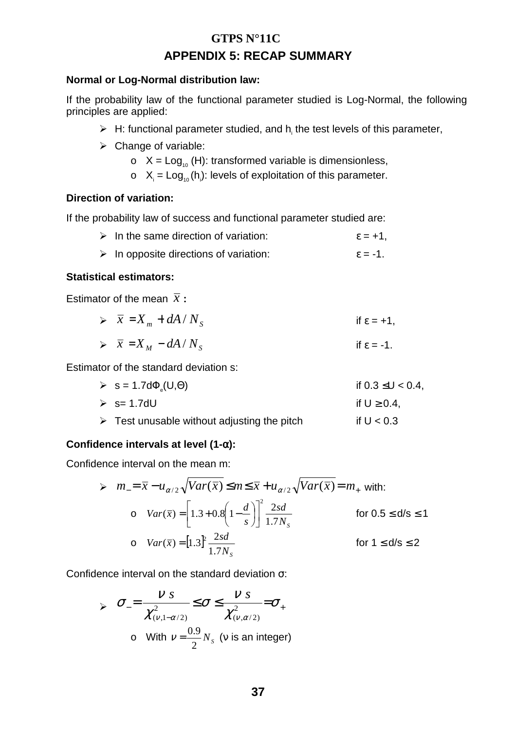# GTPS N°11C

## APPENDIX 5: RECAP SUMMARY

**Normal or Log-Normal distribution law:**

If the probability law of the functional parameter studied is Log-Normal, the following principles are applied:

- H: functional parameter studied, and $h_i$ the test levels of this parameter,
- Change of variable:
  - $X = \text{Log}_{10}(H)$: transformed variable is dimensionless,
  - $X_i = \text{Log}_{10}(h_i)$: levels of exploitation of this parameter.

**Direction of variation:**

If the probability law of success and functional parameter studied are:

- In the same direction of variation: $\varepsilon = +1$,
- In opposite directions of variation: $\varepsilon = -1$.

**Statistical estimators:**

Estimator of the mean $\bar{x}$ **:**

- $\bar{x} = X_m + dA / N_S$ if $\varepsilon = +1$,
- $\bar{x} = X_M - dA / N_S$ if $\varepsilon = -1$.

Estimator of the standard deviation s:

- $s = 1.7d\Phi_e(U,\Theta)$ if $0.3 \leq U < 0.4$,
- $s = 1.7dU$ if $U \geq 0.4$,
- Test unusable without adjusting the pitch if $U < 0.3$

**Confidence intervals at level (1-α):**

Confidence interval on the mean m:

- $m_- = \bar{x} - u_{\alpha/2}\sqrt{Var(\bar{x})} \leq m \leq \bar{x} + u_{\alpha/2}\sqrt{Var(\bar{x})} = m_+$ with:
  - $Var(\bar{x}) = \left[1.3 + 0.8\left(1 - \frac{d}{s}\right)\right]^2 \frac{2sd}{1.7N_S}$ for $0.5 \leq d/s \leq 1$
  - $Var(\bar{x}) = [1.3]^2 \frac{2sd}{1.7N_S}$ for $1 \leq d/s \leq 2$

Confidence interval on the standard deviation σ:

- $\sigma_- = \frac{\nu\, s}{\chi^2_{(\nu,1-\alpha/2)}} \leq \sigma \leq \frac{\nu\, s}{\chi^2_{(\nu,\alpha/2)}} = \sigma_+$
  - With $\nu = \frac{0.9}{2} N_S$ (ν is an integer)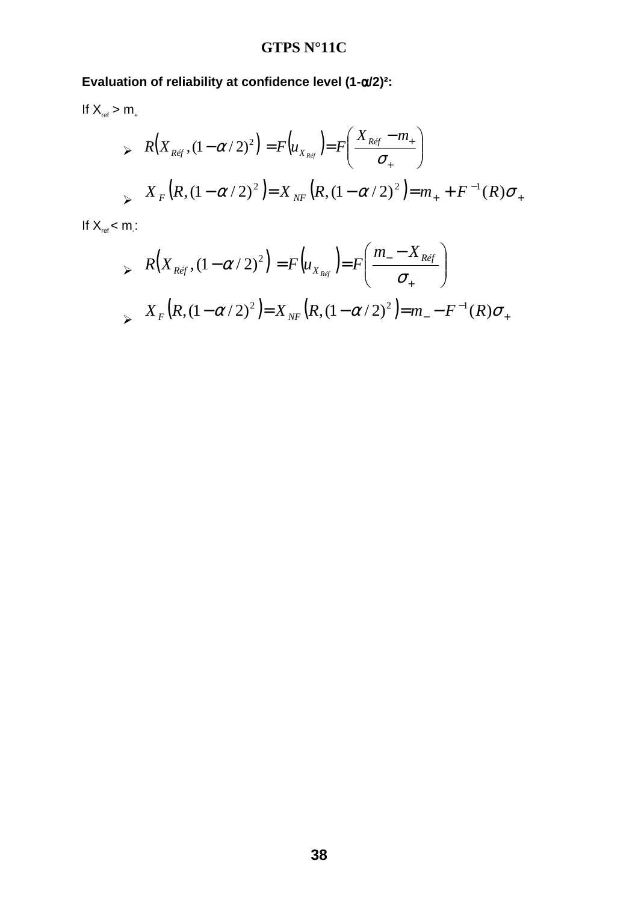**Evaluation of reliability at confidence level (1-α/2)²:**

If $X_{ref} > m_+$

- $$R\left(X_{Réf},(1-\alpha/2)^2\right)=F\left(u_{X_{Réf}}\right)=F\left(\frac{X_{Réf}-m_+}{\sigma_+}\right)$$
- $$X_F\left(R,(1-\alpha/2)^2\right)=X_{NF}\left(R,(1-\alpha/2)^2\right)=m_+ + F^{-1}(R)\sigma_+$$

If $X_{ref} < m_-$:

- $$R\left(X_{Réf},(1-\alpha/2)^2\right)=F\left(u_{X_{Réf}}\right)=F\left(\frac{m_- - X_{Réf}}{\sigma_+}\right)$$
- $$X_F\left(R,(1-\alpha/2)^2\right)=X_{NF}\left(R,(1-\alpha/2)^2\right)=m_- - F^{-1}(R)\sigma_+$$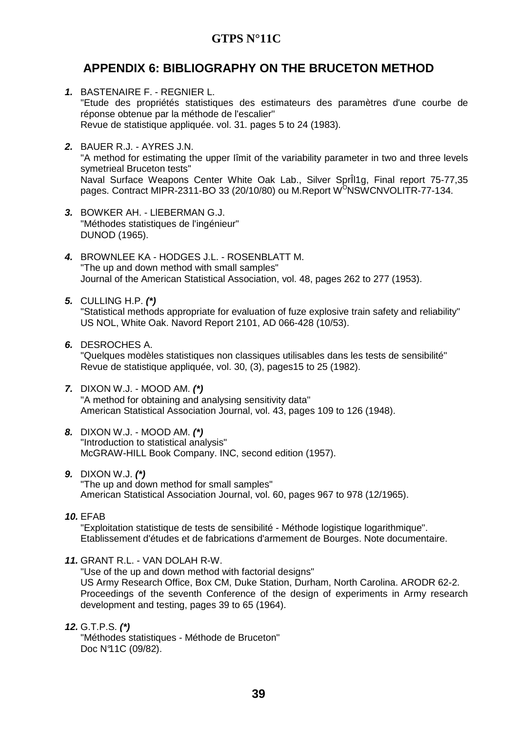## APPENDIX 6: BIBLIOGRAPHY ON THE BRUCETON METHOD

***1.*** BASTENAIRE F. - REGNIER L.
"Etude des propriétés statistiques des estimateurs des paramètres d'une courbe de réponse obtenue par la méthode de l'escalier"
Revue de statistique appliquée. vol. 31. pages 5 to 24 (1983).

***2.*** BAUER R.J. - AYRES J.N.
"A method for estimating the upper lîmit of the variability parameter in two and three levels symetrieal Bruceton tests"
Naval Surface Weapons Center White Oak Lab., Silver SprÎl1g, Final report 75-77,35 pages. Contract MIPR-2311-BO 33 (20/10/80) ou M.Report W[O]NSWCNVOLITR-77-134.

***3.*** BOWKER AH. - LIEBERMAN G.J.
"Méthodes statistiques de l'ingénieur"
DUNOD (1965).

***4.*** BROWNLEE KA - HODGES J.L. - ROSENBLATT M.
"The up and down method with small samples"
Journal of the American Statistical Association, vol. 48, pages 262 to 277 (1953).

***5.*** CULLING H.P. ***(\*)***
"Statistical methods appropriate for evaluation of fuze explosive train safety and reliability"
US NOL, White Oak. Navord Report 2101, AD 066-428 (10/53).

***6.*** DESROCHES A.
"Quelques modèles statistiques non classiques utilisables dans les tests de sensibilité"
Revue de statistique appliquée, vol. 30, (3), pages15 to 25 (1982).

***7.*** DIXON W.J. - MOOD AM. ***(\*)***
"A method for obtaining and analysing sensitivity data"
American Statistical Association Journal, vol. 43, pages 109 to 126 (1948).

***8.*** DIXON W.J. - MOOD AM. ***(\*)***
"Introduction to statistical analysis"
McGRAW-HILL Book Company. INC, second edition (1957).

***9.*** DIXON W.J. ***(\*)***
"The up and down method for small samples"
American Statistical Association Journal, vol. 60, pages 967 to 978 (12/1965).

***10.*** EFAB
"Exploitation statistique de tests de sensibilité - Méthode logistique logarithmique".
Etablissement d'études et de fabrications d'armement de Bourges. Note documentaire.

***11.*** GRANT R.L. - VAN DOLAH R-W.
"Use of the up and down method with factorial designs"
US Army Research Office, Box CM, Duke Station, Durham, North Carolina. ARODR 62-2.
Proceedings of the seventh Conference of the design of experiments in Army research development and testing, pages 39 to 65 (1964).

***12.*** G.T.P.S. ***(\*)***
"Méthodes statistiques - Méthode de Bruceton"
Doc N°11C (09/82).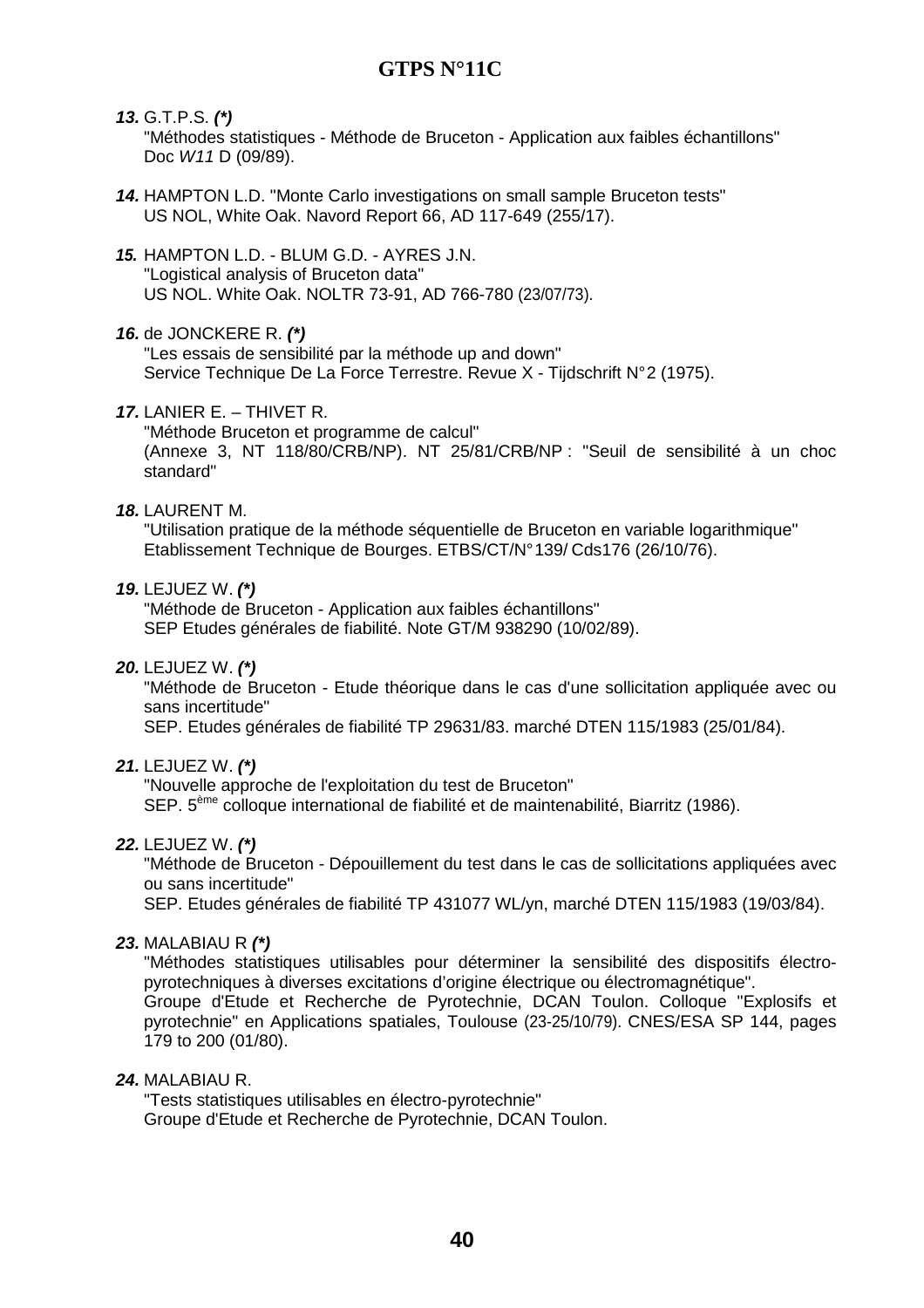**13.** G.T.P.S. ***(*)***
"Méthodes statistiques - Méthode de Bruceton - Application aux faibles échantillons"
Doc *W11* D (09/89).

**14.** HAMPTON L.D. "Monte Carlo investigations on small sample Bruceton tests"
US NOL, White Oak. Navord Report 66, AD 117-649 (255/17).

**15.** HAMPTON L.D. - BLUM G.D. - AYRES J.N.
"Logistical analysis of Bruceton data"
US NOL. White Oak. NOLTR 73-91, AD 766-780 (23/07/73).

**16.** de JONCKERE R. ***(*)***
"Les essais de sensibilité par la méthode up and down"
Service Technique De La Force Terrestre. Revue X - Tijdschrift N°2 (1975).

**17.** LANIER E. – THIVET R.
"Méthode Bruceton et programme de calcul"
(Annexe 3, NT 118/80/CRB/NP). NT 25/81/CRB/NP : "Seuil de sensibilité à un choc standard"

**18.** LAURENT M.
"Utilisation pratique de la méthode séquentielle de Bruceton en variable logarithmique"
Etablissement Technique de Bourges. ETBS/CT/N°139/ Cds176 (26/10/76).

**19.** LEJUEZ W. ***(*)***
"Méthode de Bruceton - Application aux faibles échantillons"
SEP Etudes générales de fiabilité. Note GT/M 938290 (10/02/89).

**20.** LEJUEZ W. ***(*)***
"Méthode de Bruceton - Etude théorique dans le cas d'une sollicitation appliquée avec ou sans incertitude"
SEP. Etudes générales de fiabilité TP 29631/83. marché DTEN 115/1983 (25/01/84).

**21.** LEJUEZ W. ***(*)***
"Nouvelle approche de l'exploitation du test de Bruceton"
SEP. 5ème colloque international de fiabilité et de maintenabilité, Biarritz (1986).

**22.** LEJUEZ W. ***(*)***
"Méthode de Bruceton - Dépouillement du test dans le cas de sollicitations appliquées avec ou sans incertitude"
SEP. Etudes générales de fiabilité TP 431077 WL/yn, marché DTEN 115/1983 (19/03/84).

**23.** MALABIAU R ***(*)***
"Méthodes statistiques utilisables pour déterminer la sensibilité des dispositifs électro-pyrotechniques à diverses excitations d'origine électrique ou électromagnétique".
Groupe d'Etude et Recherche de Pyrotechnie, DCAN Toulon. Colloque "Explosifs et pyrotechnie" en Applications spatiales, Toulouse (23-25/10/79). CNES/ESA SP 144, pages 179 to 200 (01/80).

**24.** MALABIAU R.
"Tests statistiques utilisables en électro-pyrotechnie"
Groupe d'Etude et Recherche de Pyrotechnie, DCAN Toulon.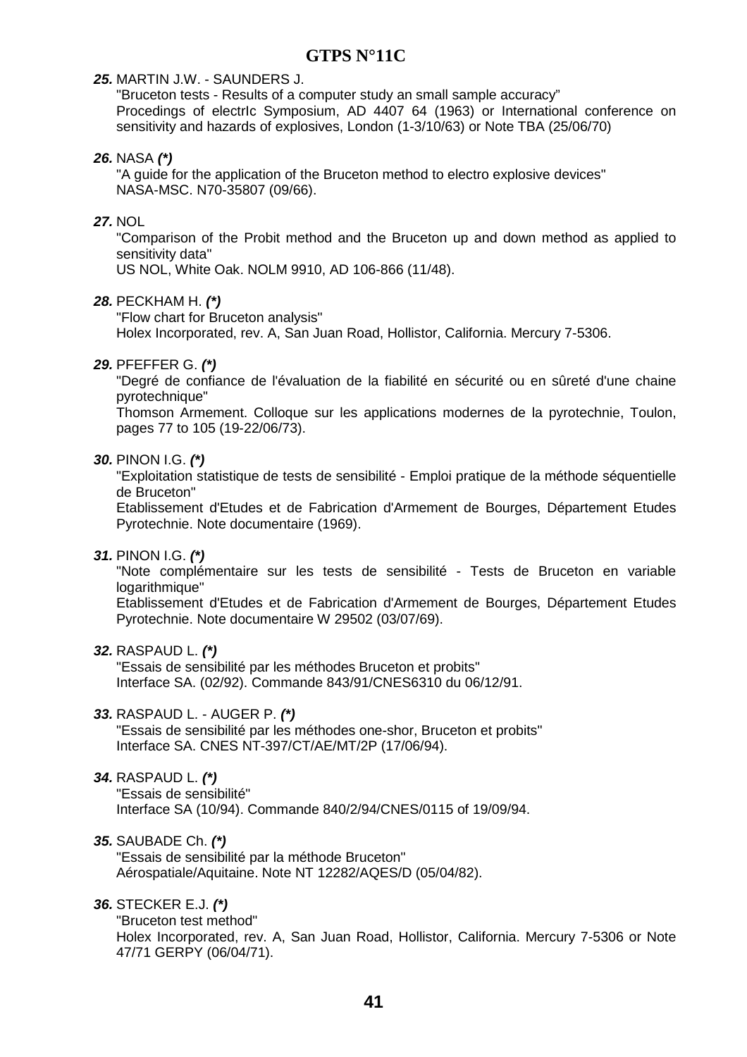***25.*** MARTIN J.W. - SAUNDERS J.

"Bruceton tests - Results of a computer study an small sample accuracy"
Procedings of electrIc Symposium, AD 4407 64 (1963) or International conference on sensitivity and hazards of explosives, London (1-3/10/63) or Note TBA (25/06/70)

***26.*** NASA ***(*)***

"A guide for the application of the Bruceton method to electro explosive devices"
NASA-MSC. N70-35807 (09/66).

***27.*** NOL

"Comparison of the Probit method and the Bruceton up and down method as applied to sensitivity data"
US NOL, White Oak. NOLM 9910, AD 106-866 (11/48).

***28.*** PECKHAM H. ***(*)***

"Flow chart for Bruceton analysis"
Holex Incorporated, rev. A, San Juan Road, Hollistor, California. Mercury 7-5306.

***29.*** PFEFFER G. ***(*)***

"Degré de confiance de l'évaluation de la fiabilité en sécurité ou en sûreté d'une chaine pyrotechnique"
Thomson Armement. Colloque sur les applications modernes de la pyrotechnie, Toulon, pages 77 to 105 (19-22/06/73).

***30.*** PINON I.G. ***(*)***

"Exploitation statistique de tests de sensibilité - Emploi pratique de la méthode séquentielle de Bruceton"
Etablissement d'Etudes et de Fabrication d'Armement de Bourges, Département Etudes Pyrotechnie. Note documentaire (1969).

***31.*** PINON I.G. ***(*)***

"Note complémentaire sur les tests de sensibilité - Tests de Bruceton en variable logarithmique"
Etablissement d'Etudes et de Fabrication d'Armement de Bourges, Département Etudes Pyrotechnie. Note documentaire W 29502 (03/07/69).

***32.*** RASPAUD L. ***(*)***

"Essais de sensibilité par les méthodes Bruceton et probits"
Interface SA. (02/92). Commande 843/91/CNES6310 du 06/12/91.

***33.*** RASPAUD L. - AUGER P. ***(*)***

"Essais de sensibilité par les méthodes one-shor, Bruceton et probits"
Interface SA. CNES NT-397/CT/AE/MT/2P (17/06/94).

***34.*** RASPAUD L. ***(*)***

"Essais de sensibilité"
Interface SA (10/94). Commande 840/2/94/CNES/0115 of 19/09/94.

***35.*** SAUBADE Ch. ***(*)***

"Essais de sensibilité par la méthode Bruceton"
Aérospatiale/Aquitaine. Note NT 12282/AQES/D (05/04/82).

***36.*** STECKER E.J. ***(*)***

"Bruceton test method"
Holex Incorporated, rev. A, San Juan Road, Hollistor, California. Mercury 7-5306 or Note 47/71 GERPY (06/04/71).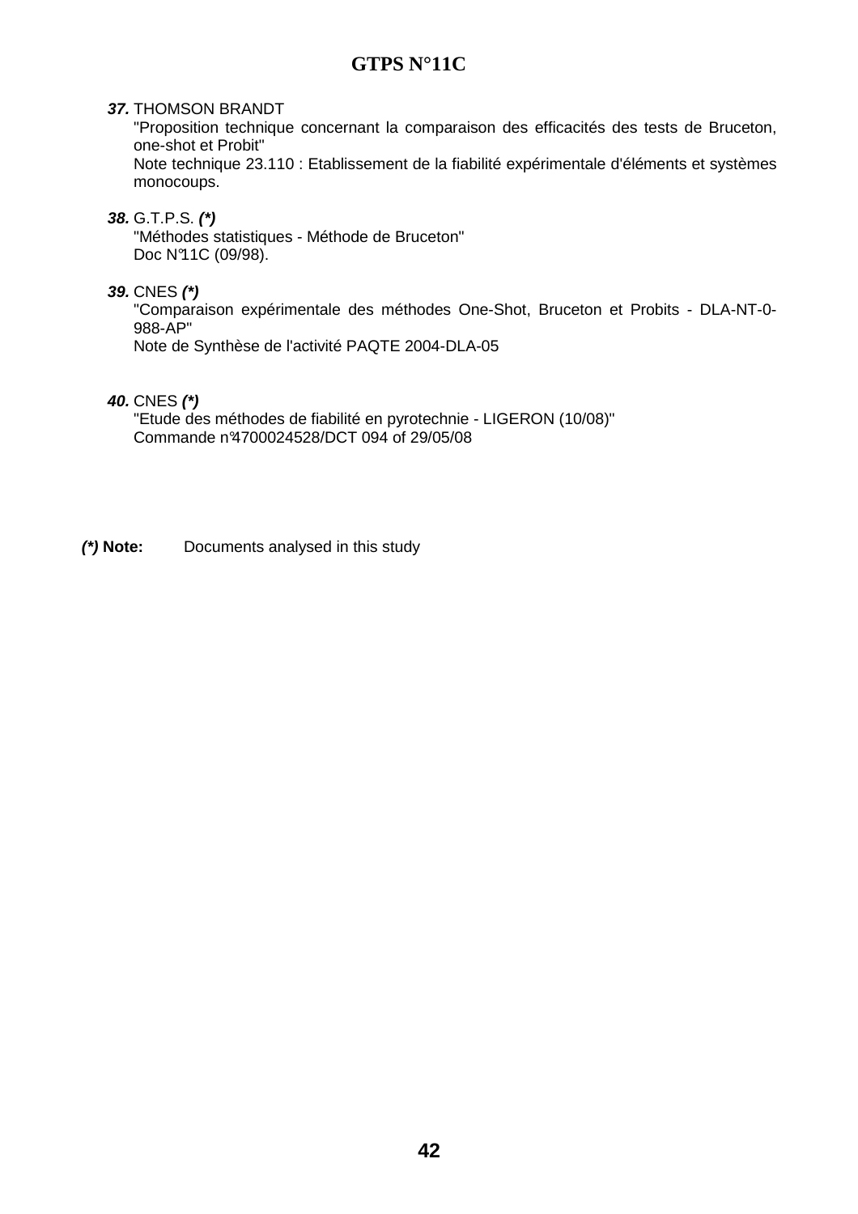***37.*** THOMSON BRANDT
"Proposition technique concernant la comparaison des efficacités des tests de Bruceton, one-shot et Probit"
Note technique 23.110 : Etablissement de la fiabilité expérimentale d'éléments et systèmes monocoups.

***38.*** G.T.P.S. ***(*)***
"Méthodes statistiques - Méthode de Bruceton"
Doc N°11C (09/98).

***39.*** CNES ***(*)***
"Comparaison expérimentale des méthodes One-Shot, Bruceton et Probits - DLA-NT-0-988-AP"
Note de Synthèse de l'activité PAQTE 2004-DLA-05

***40.*** CNES ***(*)***
"Etude des méthodes de fiabilité en pyrotechnie - LIGERON (10/08)"
Commande n°4700024528/DCT 094 of 29/05/08

***(*)* Note:** Documents analysed in this study